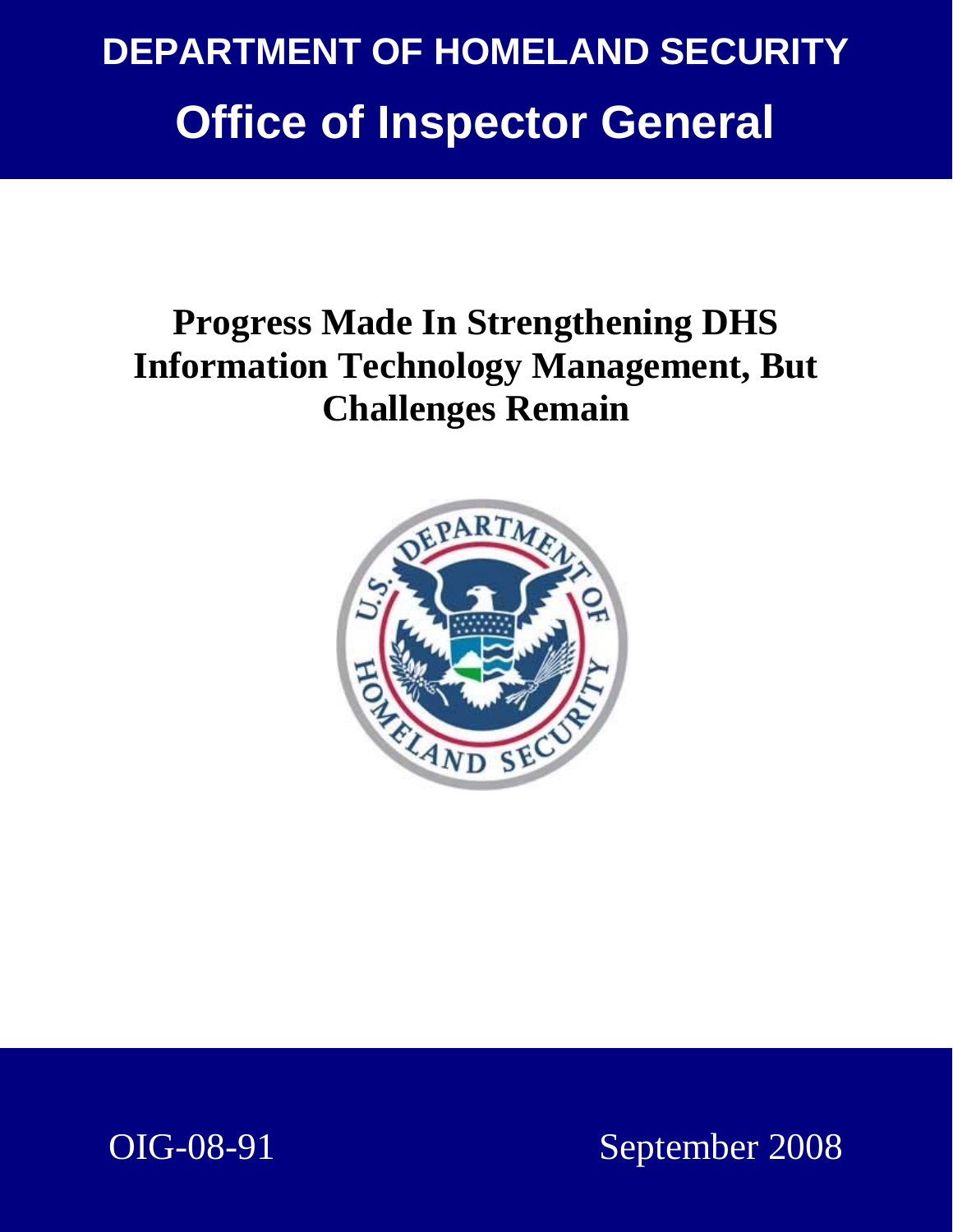# DEPARTMENT OF HOMELAND SECURITY

# Office of Inspector General

## Progress Made In Strengthening DHS Information Technology Management, But Challenges Remain

OIG-08-91

September 2008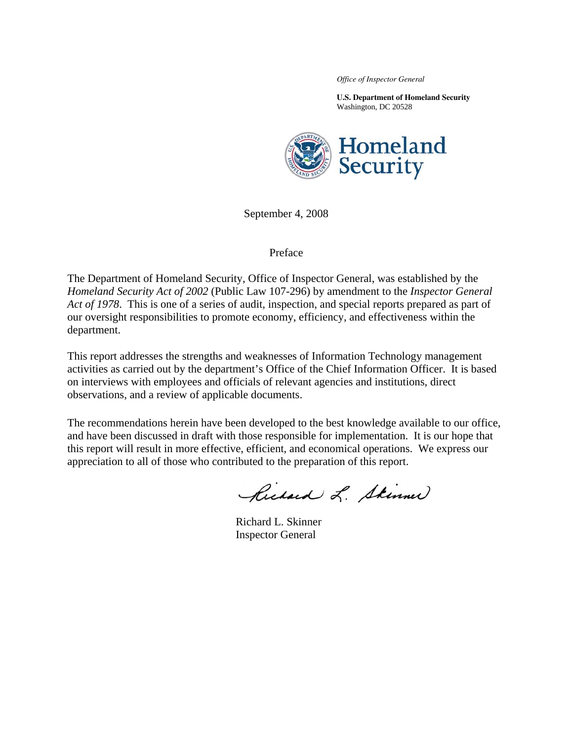*Office of Inspector General*

**U.S. Department of Homeland Security**
Washington, DC 20528

Homeland Security

September 4, 2008

Preface

The Department of Homeland Security, Office of Inspector General, was established by the *Homeland Security Act of 2002* (Public Law 107-296) by amendment to the *Inspector General Act of 1978*. This is one of a series of audit, inspection, and special reports prepared as part of our oversight responsibilities to promote economy, efficiency, and effectiveness within the department.

This report addresses the strengths and weaknesses of Information Technology management activities as carried out by the department's Office of the Chief Information Officer. It is based on interviews with employees and officials of relevant agencies and institutions, direct observations, and a review of applicable documents.

The recommendations herein have been developed to the best knowledge available to our office, and have been discussed in draft with those responsible for implementation. It is our hope that this report will result in more effective, efficient, and economical operations. We express our appreciation to all of those who contributed to the preparation of this report.

Richard L. Skinner
Inspector General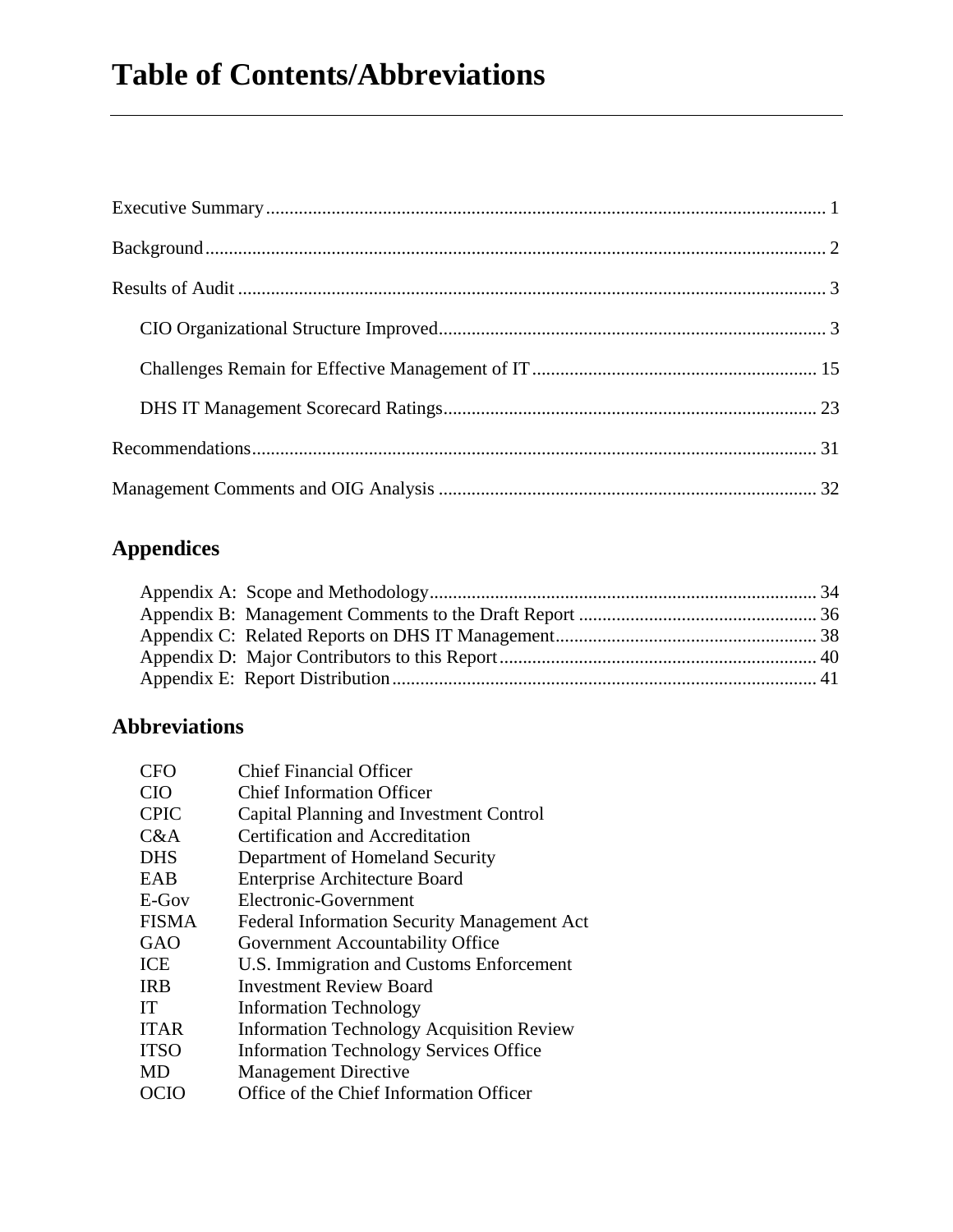# Table of Contents/Abbreviations

Executive Summary ........................................................................................................................ 1

Background ..................................................................................................................................... 2

Results of Audit ............................................................................................................................. 3

CIO Organizational Structure Improved.................................................................................. 3

Challenges Remain for Effective Management of IT ............................................................ 15

DHS IT Management Scorecard Ratings ............................................................................... 23

Recommendations ......................................................................................................................... 31

Management Comments and OIG Analysis ................................................................................ 32

## Appendices

Appendix A: Scope and Methodology .................................................................................. 34
Appendix B: Management Comments to the Draft Report ................................................... 36
Appendix C: Related Reports on DHS IT Management ........................................................ 38
Appendix D: Major Contributors to this Report ................................................................... 40
Appendix E: Report Distribution .......................................................................................... 41

## Abbreviations

| | |
|---|---|
| CFO | Chief Financial Officer |
| CIO | Chief Information Officer |
| CPIC | Capital Planning and Investment Control |
| C&A | Certification and Accreditation |
| DHS | Department of Homeland Security |
| EAB | Enterprise Architecture Board |
| E-Gov | Electronic-Government |
| FISMA | Federal Information Security Management Act |
| GAO | Government Accountability Office |
| ICE | U.S. Immigration and Customs Enforcement |
| IRB | Investment Review Board |
| IT | Information Technology |
| ITAR | Information Technology Acquisition Review |
| ITSO | Information Technology Services Office |
| MD | Management Directive |
| OCIO | Office of the Chief Information Officer |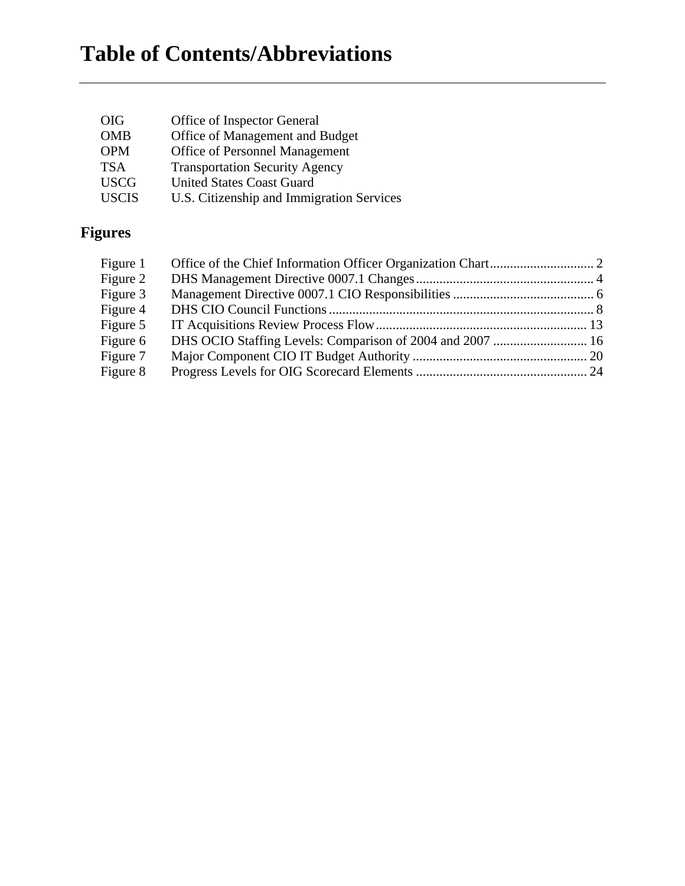# Table of Contents/Abbreviations

| | |
|---|---|
| OIG | Office of Inspector General |
| OMB | Office of Management and Budget |
| OPM | Office of Personnel Management |
| TSA | Transportation Security Agency |
| USCG | United States Coast Guard |
| USCIS | U.S. Citizenship and Immigration Services |

## Figures

| | | |
|---|---|---|
| Figure 1 | Office of the Chief Information Officer Organization Chart | 2 |
| Figure 2 | DHS Management Directive 0007.1 Changes | 4 |
| Figure 3 | Management Directive 0007.1 CIO Responsibilities | 6 |
| Figure 4 | DHS CIO Council Functions | 8 |
| Figure 5 | IT Acquisitions Review Process Flow | 13 |
| Figure 6 | DHS OCIO Staffing Levels: Comparison of 2004 and 2007 | 16 |
| Figure 7 | Major Component CIO IT Budget Authority | 20 |
| Figure 8 | Progress Levels for OIG Scorecard Elements | 24 |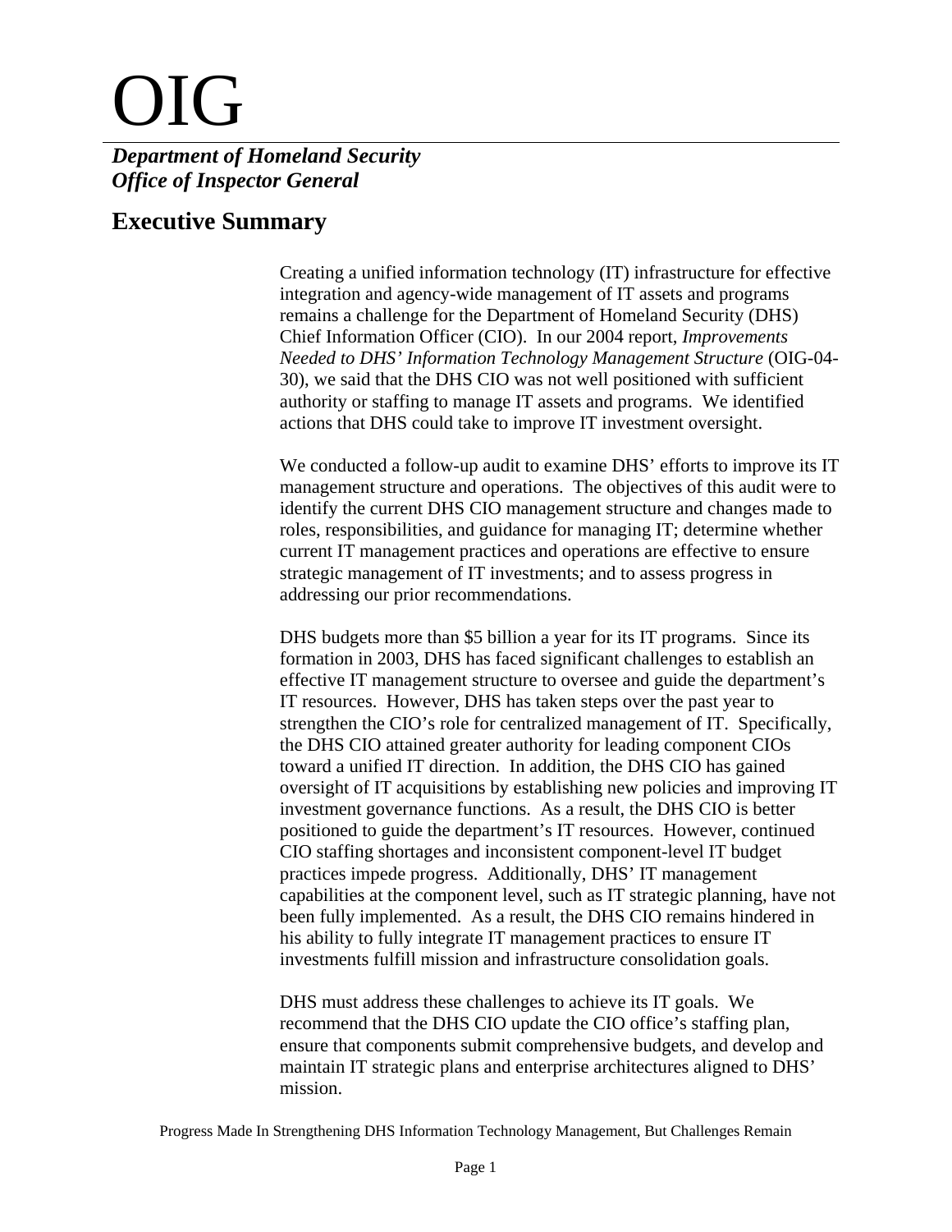# OIG

***Department of Homeland Security***
***Office of Inspector General***

## Executive Summary

Creating a unified information technology (IT) infrastructure for effective integration and agency-wide management of IT assets and programs remains a challenge for the Department of Homeland Security (DHS) Chief Information Officer (CIO). In our 2004 report, *Improvements Needed to DHS' Information Technology Management Structure* (OIG-04-30), we said that the DHS CIO was not well positioned with sufficient authority or staffing to manage IT assets and programs. We identified actions that DHS could take to improve IT investment oversight.

We conducted a follow-up audit to examine DHS' efforts to improve its IT management structure and operations. The objectives of this audit were to identify the current DHS CIO management structure and changes made to roles, responsibilities, and guidance for managing IT; determine whether current IT management practices and operations are effective to ensure strategic management of IT investments; and to assess progress in addressing our prior recommendations.

DHS budgets more than $5 billion a year for its IT programs. Since its formation in 2003, DHS has faced significant challenges to establish an effective IT management structure to oversee and guide the department's IT resources. However, DHS has taken steps over the past year to strengthen the CIO's role for centralized management of IT. Specifically, the DHS CIO attained greater authority for leading component CIOs toward a unified IT direction. In addition, the DHS CIO has gained oversight of IT acquisitions by establishing new policies and improving IT investment governance functions. As a result, the DHS CIO is better positioned to guide the department's IT resources. However, continued CIO staffing shortages and inconsistent component-level IT budget practices impede progress. Additionally, DHS' IT management capabilities at the component level, such as IT strategic planning, have not been fully implemented. As a result, the DHS CIO remains hindered in his ability to fully integrate IT management practices to ensure IT investments fulfill mission and infrastructure consolidation goals.

DHS must address these challenges to achieve its IT goals. We recommend that the DHS CIO update the CIO office's staffing plan, ensure that components submit comprehensive budgets, and develop and maintain IT strategic plans and enterprise architectures aligned to DHS' mission.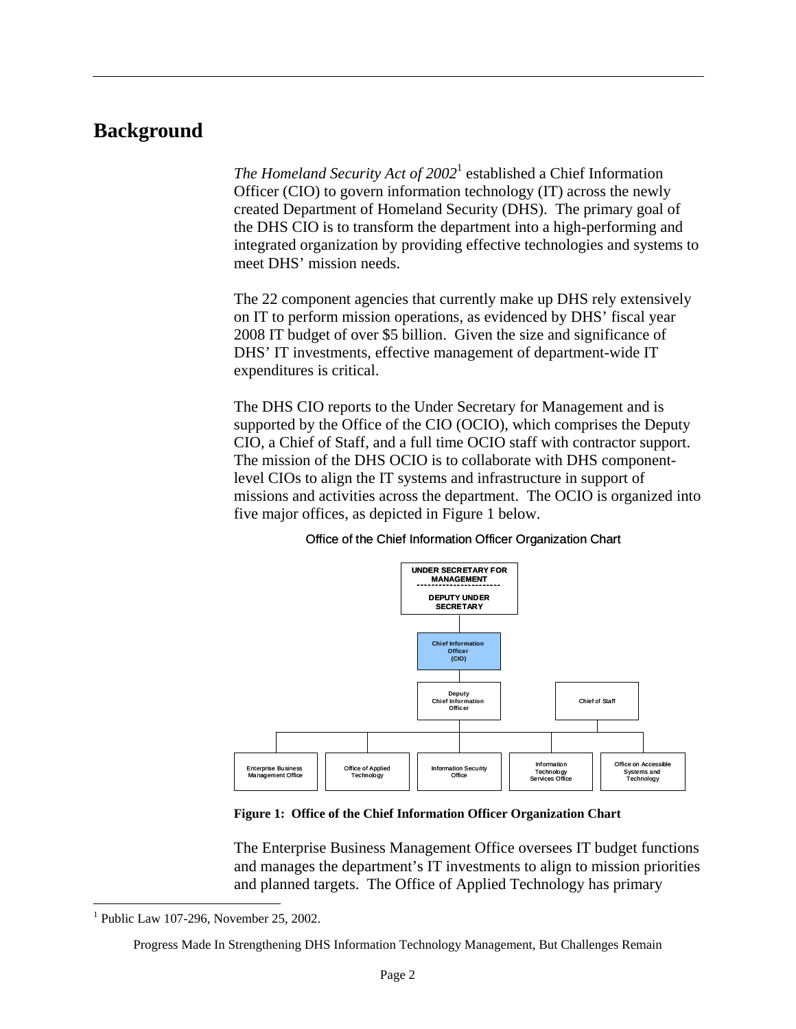# Background

*The Homeland Security Act of 2002*[1] established a Chief Information Officer (CIO) to govern information technology (IT) across the newly created Department of Homeland Security (DHS). The primary goal of the DHS CIO is to transform the department into a high-performing and integrated organization by providing effective technologies and systems to meet DHS' mission needs.

The 22 component agencies that currently make up DHS rely extensively on IT to perform mission operations, as evidenced by DHS' fiscal year 2008 IT budget of over $5 billion. Given the size and significance of DHS' IT investments, effective management of department-wide IT expenditures is critical.

The DHS CIO reports to the Under Secretary for Management and is supported by the Office of the CIO (OCIO), which comprises the Deputy CIO, a Chief of Staff, and a full time OCIO staff with contractor support. The mission of the DHS OCIO is to collaborate with DHS component-level CIOs to align the IT systems and infrastructure in support of missions and activities across the department. The OCIO is organized into five major offices, as depicted in Figure 1 below.

Office of the Chief Information Officer Organization Chart

- UNDER SECRETARY FOR MANAGEMENT / DEPUTY UNDER SECRETARY
  - Chief Information Officer (CIO)
    - Deputy Chief Information Officer
    - Chief of Staff
      - Enterprise Business Management Office
      - Office of Applied Technology
      - Information Security Office
      - Information Technology Services Office
      - Office on Accessible Systems and Technology

**Figure 1: Office of the Chief Information Officer Organization Chart**

The Enterprise Business Management Office oversees IT budget functions and manages the department's IT investments to align to mission priorities and planned targets. The Office of Applied Technology has primary

[1] Public Law 107-296, November 25, 2002.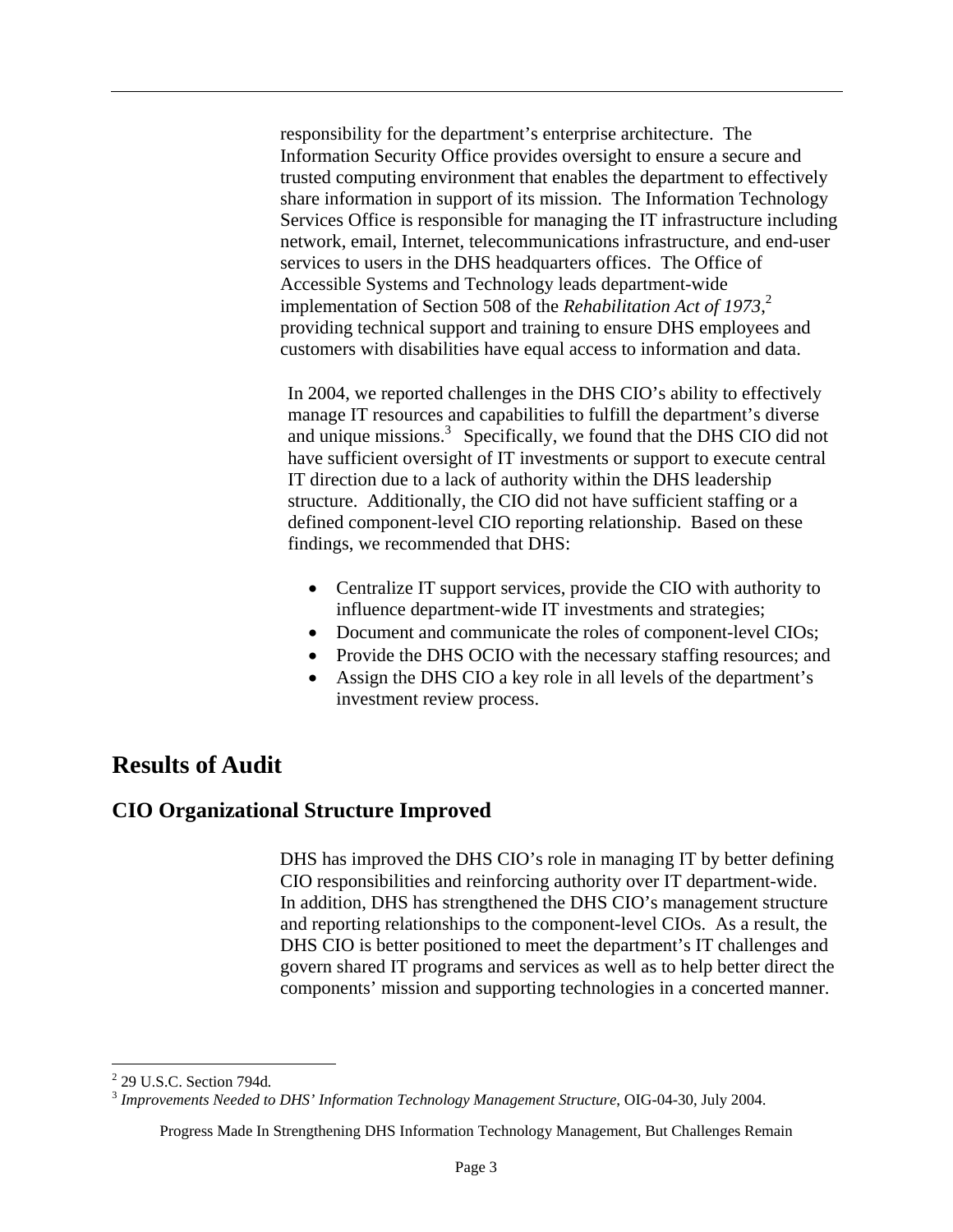responsibility for the department's enterprise architecture. The Information Security Office provides oversight to ensure a secure and trusted computing environment that enables the department to effectively share information in support of its mission. The Information Technology Services Office is responsible for managing the IT infrastructure including network, email, Internet, telecommunications infrastructure, and end-user services to users in the DHS headquarters offices. The Office of Accessible Systems and Technology leads department-wide implementation of Section 508 of the *Rehabilitation Act of 1973*,[2] providing technical support and training to ensure DHS employees and customers with disabilities have equal access to information and data.

In 2004, we reported challenges in the DHS CIO's ability to effectively manage IT resources and capabilities to fulfill the department's diverse and unique missions.[3] Specifically, we found that the DHS CIO did not have sufficient oversight of IT investments or support to execute central IT direction due to a lack of authority within the DHS leadership structure. Additionally, the CIO did not have sufficient staffing or a defined component-level CIO reporting relationship. Based on these findings, we recommended that DHS:

- Centralize IT support services, provide the CIO with authority to influence department-wide IT investments and strategies;
- Document and communicate the roles of component-level CIOs;
- Provide the DHS OCIO with the necessary staffing resources; and
- Assign the DHS CIO a key role in all levels of the department's investment review process.

# Results of Audit

## CIO Organizational Structure Improved

DHS has improved the DHS CIO's role in managing IT by better defining CIO responsibilities and reinforcing authority over IT department-wide. In addition, DHS has strengthened the DHS CIO's management structure and reporting relationships to the component-level CIOs. As a result, the DHS CIO is better positioned to meet the department's IT challenges and govern shared IT programs and services as well as to help better direct the components' mission and supporting technologies in a concerted manner.

[2] 29 U.S.C. Section 794d.

[3] *Improvements Needed to DHS' Information Technology Management Structure*, OIG-04-30, July 2004.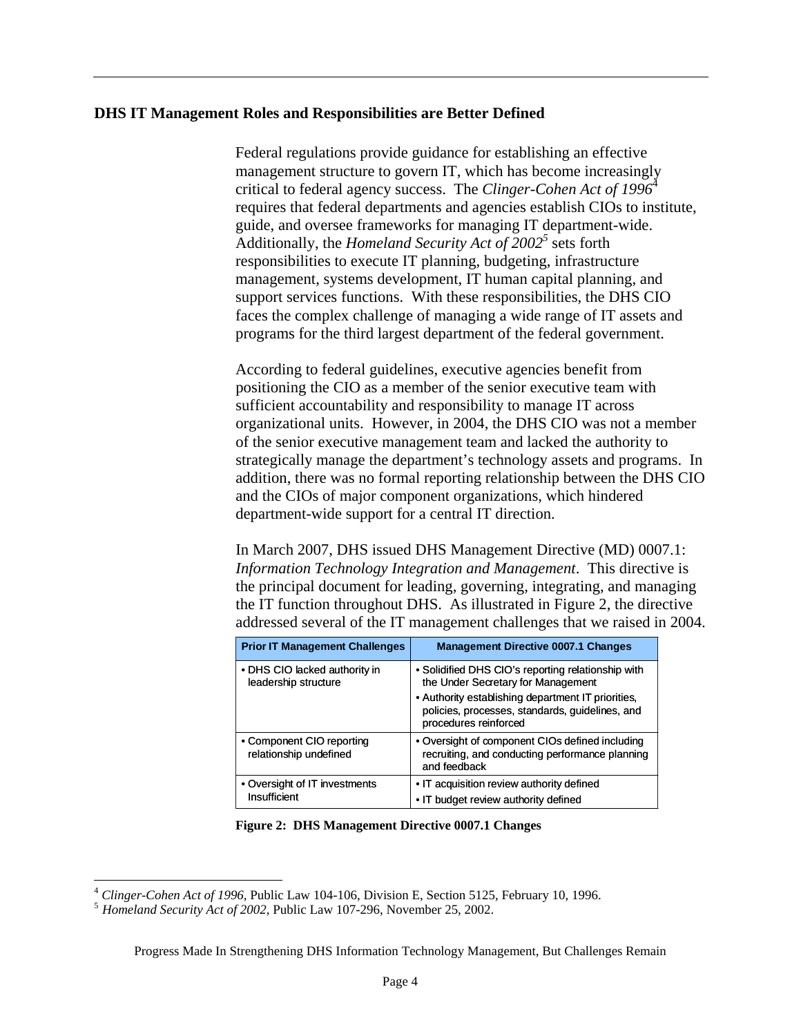## DHS IT Management Roles and Responsibilities are Better Defined

Federal regulations provide guidance for establishing an effective management structure to govern IT, which has become increasingly critical to federal agency success. The *Clinger-Cohen Act of 1996*[4] requires that federal departments and agencies establish CIOs to institute, guide, and oversee frameworks for managing IT department-wide. Additionally, the *Homeland Security Act of 2002*[5] sets forth responsibilities to execute IT planning, budgeting, infrastructure management, systems development, IT human capital planning, and support services functions. With these responsibilities, the DHS CIO faces the complex challenge of managing a wide range of IT assets and programs for the third largest department of the federal government.

According to federal guidelines, executive agencies benefit from positioning the CIO as a member of the senior executive team with sufficient accountability and responsibility to manage IT across organizational units. However, in 2004, the DHS CIO was not a member of the senior executive management team and lacked the authority to strategically manage the department's technology assets and programs. In addition, there was no formal reporting relationship between the DHS CIO and the CIOs of major component organizations, which hindered department-wide support for a central IT direction.

In March 2007, DHS issued DHS Management Directive (MD) 0007.1: *Information Technology Integration and Management*. This directive is the principal document for leading, governing, integrating, and managing the IT function throughout DHS. As illustrated in Figure 2, the directive addressed several of the IT management challenges that we raised in 2004.

| Prior IT Management Challenges | Management Directive 0007.1 Changes |
|---|---|
| • DHS CIO lacked authority in leadership structure | • Solidified DHS CIO's reporting relationship with the Under Secretary for Management<br>• Authority establishing department IT priorities, policies, processes, standards, guidelines, and procedures reinforced |
| • Component CIO reporting relationship undefined | • Oversight of component CIOs defined including recruiting, and conducting performance planning and feedback |
| • Oversight of IT investments Insufficient | • IT acquisition review authority defined<br>• IT budget review authority defined |

**Figure 2: DHS Management Directive 0007.1 Changes**

---

[4] *Clinger-Cohen Act of 1996*, Public Law 104-106, Division E, Section 5125, February 10, 1996.
[5] *Homeland Security Act of 2002*, Public Law 107-296, November 25, 2002.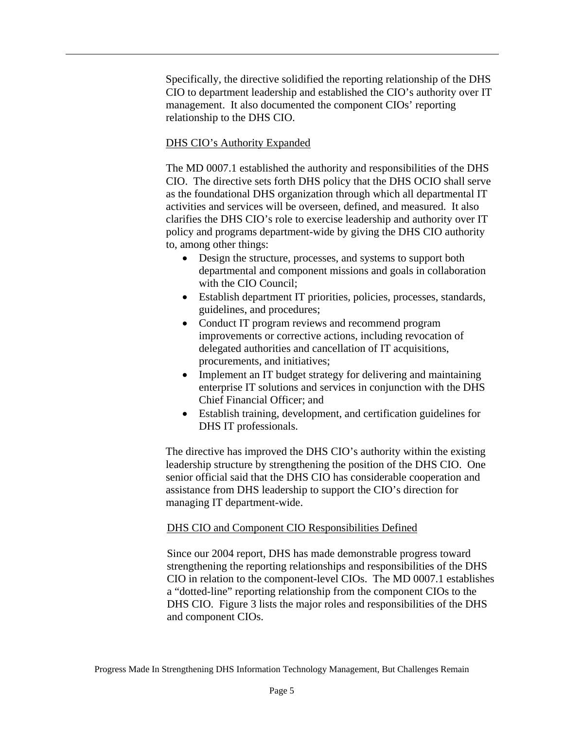Specifically, the directive solidified the reporting relationship of the DHS CIO to department leadership and established the CIO's authority over IT management. It also documented the component CIOs' reporting relationship to the DHS CIO.

DHS CIO's Authority Expanded

The MD 0007.1 established the authority and responsibilities of the DHS CIO. The directive sets forth DHS policy that the DHS OCIO shall serve as the foundational DHS organization through which all departmental IT activities and services will be overseen, defined, and measured. It also clarifies the DHS CIO's role to exercise leadership and authority over IT policy and programs department-wide by giving the DHS CIO authority to, among other things:

- Design the structure, processes, and systems to support both departmental and component missions and goals in collaboration with the CIO Council;
- Establish department IT priorities, policies, processes, standards, guidelines, and procedures;
- Conduct IT program reviews and recommend program improvements or corrective actions, including revocation of delegated authorities and cancellation of IT acquisitions, procurements, and initiatives;
- Implement an IT budget strategy for delivering and maintaining enterprise IT solutions and services in conjunction with the DHS Chief Financial Officer; and
- Establish training, development, and certification guidelines for DHS IT professionals.

The directive has improved the DHS CIO's authority within the existing leadership structure by strengthening the position of the DHS CIO. One senior official said that the DHS CIO has considerable cooperation and assistance from DHS leadership to support the CIO's direction for managing IT department-wide.

DHS CIO and Component CIO Responsibilities Defined

Since our 2004 report, DHS has made demonstrable progress toward strengthening the reporting relationships and responsibilities of the DHS CIO in relation to the component-level CIOs. The MD 0007.1 establishes a "dotted-line" reporting relationship from the component CIOs to the DHS CIO. Figure 3 lists the major roles and responsibilities of the DHS and component CIOs.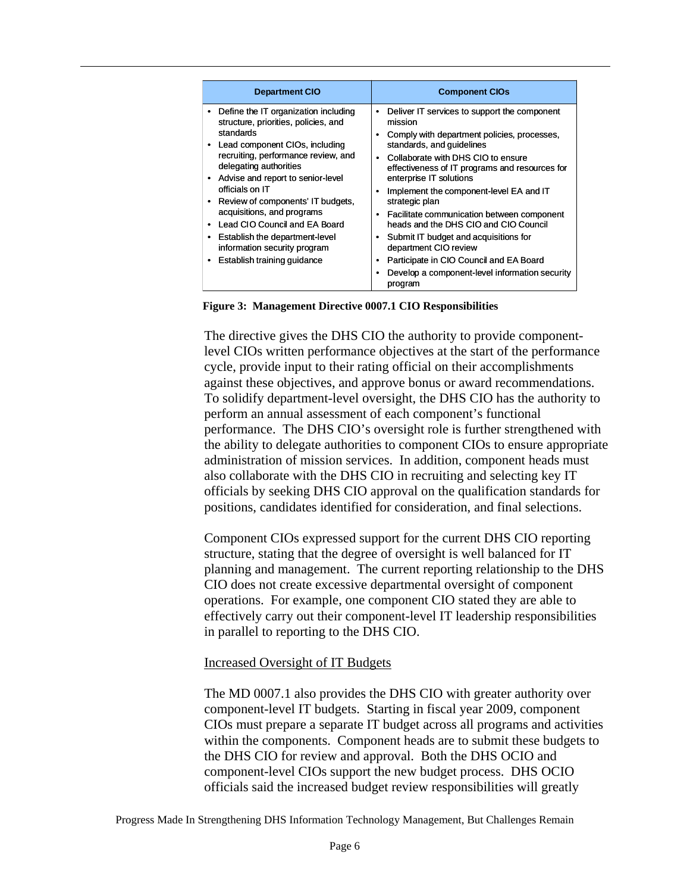| Department CIO | Component CIOs |
|---|---|
| • Define the IT organization including structure, priorities, policies, and standards<br>• Lead component CIOs, including recruiting, performance review, and delegating authorities<br>• Advise and report to senior-level officials on IT<br>• Review of components' IT budgets, acquisitions, and programs<br>• Lead CIO Council and EA Board<br>• Establish the department-level information security program<br>• Establish training guidance | • Deliver IT services to support the component mission<br>• Comply with department policies, processes, standards, and guidelines<br>• Collaborate with DHS CIO to ensure effectiveness of IT programs and resources for enterprise IT solutions<br>• Implement the component-level EA and IT strategic plan<br>• Facilitate communication between component heads and the DHS CIO and CIO Council<br>• Submit IT budget and acquisitions for department CIO review<br>• Participate in CIO Council and EA Board<br>• Develop a component-level information security program |

**Figure 3: Management Directive 0007.1 CIO Responsibilities**

The directive gives the DHS CIO the authority to provide component-level CIOs written performance objectives at the start of the performance cycle, provide input to their rating official on their accomplishments against these objectives, and approve bonus or award recommendations. To solidify department-level oversight, the DHS CIO has the authority to perform an annual assessment of each component's functional performance. The DHS CIO's oversight role is further strengthened with the ability to delegate authorities to component CIOs to ensure appropriate administration of mission services. In addition, component heads must also collaborate with the DHS CIO in recruiting and selecting key IT officials by seeking DHS CIO approval on the qualification standards for positions, candidates identified for consideration, and final selections.

Component CIOs expressed support for the current DHS CIO reporting structure, stating that the degree of oversight is well balanced for IT planning and management. The current reporting relationship to the DHS CIO does not create excessive departmental oversight of component operations. For example, one component CIO stated they are able to effectively carry out their component-level IT leadership responsibilities in parallel to reporting to the DHS CIO.

<u>Increased Oversight of IT Budgets</u>

The MD 0007.1 also provides the DHS CIO with greater authority over component-level IT budgets. Starting in fiscal year 2009, component CIOs must prepare a separate IT budget across all programs and activities within the components. Component heads are to submit these budgets to the DHS CIO for review and approval. Both the DHS OCIO and component-level CIOs support the new budget process. DHS OCIO officials said the increased budget review responsibilities will greatly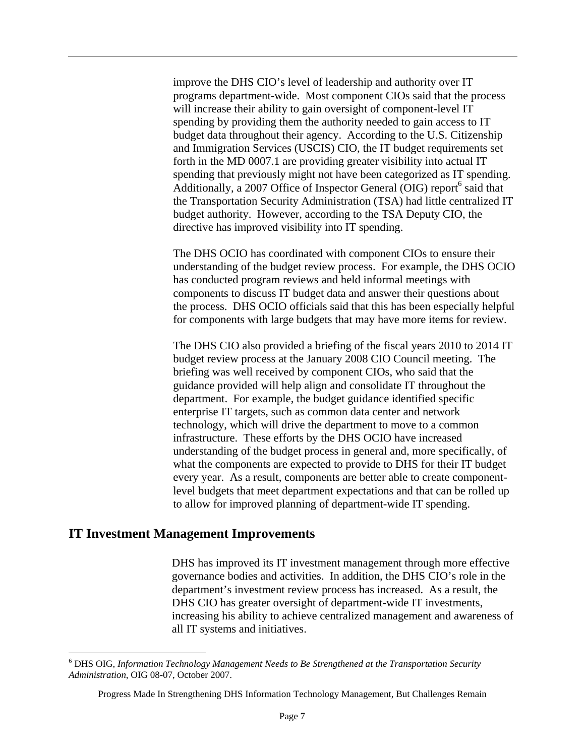improve the DHS CIO's level of leadership and authority over IT programs department-wide. Most component CIOs said that the process will increase their ability to gain oversight of component-level IT spending by providing them the authority needed to gain access to IT budget data throughout their agency. According to the U.S. Citizenship and Immigration Services (USCIS) CIO, the IT budget requirements set forth in the MD 0007.1 are providing greater visibility into actual IT spending that previously might not have been categorized as IT spending. Additionally, a 2007 Office of Inspector General (OIG) report[6] said that the Transportation Security Administration (TSA) had little centralized IT budget authority. However, according to the TSA Deputy CIO, the directive has improved visibility into IT spending.

The DHS OCIO has coordinated with component CIOs to ensure their understanding of the budget review process. For example, the DHS OCIO has conducted program reviews and held informal meetings with components to discuss IT budget data and answer their questions about the process. DHS OCIO officials said that this has been especially helpful for components with large budgets that may have more items for review.

The DHS CIO also provided a briefing of the fiscal years 2010 to 2014 IT budget review process at the January 2008 CIO Council meeting. The briefing was well received by component CIOs, who said that the guidance provided will help align and consolidate IT throughout the department. For example, the budget guidance identified specific enterprise IT targets, such as common data center and network technology, which will drive the department to move to a common infrastructure. These efforts by the DHS OCIO have increased understanding of the budget process in general and, more specifically, of what the components are expected to provide to DHS for their IT budget every year. As a result, components are better able to create component-level budgets that meet department expectations and that can be rolled up to allow for improved planning of department-wide IT spending.

## IT Investment Management Improvements

DHS has improved its IT investment management through more effective governance bodies and activities. In addition, the DHS CIO's role in the department's investment review process has increased. As a result, the DHS CIO has greater oversight of department-wide IT investments, increasing his ability to achieve centralized management and awareness of all IT systems and initiatives.

---

[6] DHS OIG, *Information Technology Management Needs to Be Strengthened at the Transportation Security Administration*, OIG 08-07, October 2007.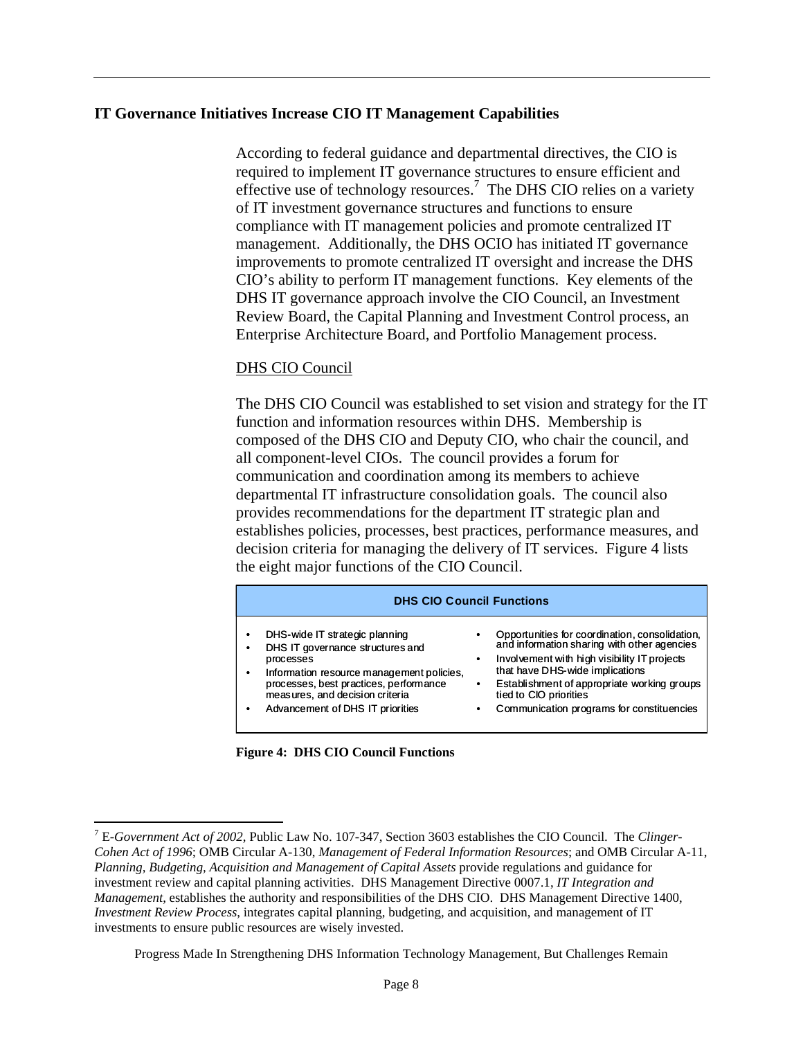## IT Governance Initiatives Increase CIO IT Management Capabilities

According to federal guidance and departmental directives, the CIO is required to implement IT governance structures to ensure efficient and effective use of technology resources.[7] The DHS CIO relies on a variety of IT investment governance structures and functions to ensure compliance with IT management policies and promote centralized IT management. Additionally, the DHS OCIO has initiated IT governance improvements to promote centralized IT oversight and increase the DHS CIO's ability to perform IT management functions. Key elements of the DHS IT governance approach involve the CIO Council, an Investment Review Board, the Capital Planning and Investment Control process, an Enterprise Architecture Board, and Portfolio Management process.

### DHS CIO Council

The DHS CIO Council was established to set vision and strategy for the IT function and information resources within DHS. Membership is composed of the DHS CIO and Deputy CIO, who chair the council, and all component-level CIOs. The council provides a forum for communication and coordination among its members to achieve departmental IT infrastructure consolidation goals. The council also provides recommendations for the department IT strategic plan and establishes policies, processes, best practices, performance measures, and decision criteria for managing the delivery of IT services. Figure 4 lists the eight major functions of the CIO Council.

**DHS CIO Council Functions**

- DHS-wide IT strategic planning
- DHS IT governance structures and processes
- Information resource management policies, processes, best practices, performance measures, and decision criteria
- Advancement of DHS IT priorities
- Opportunities for coordination, consolidation, and information sharing with other agencies
- Involvement with high visibility IT projects that have DHS-wide implications
- Establishment of appropriate working groups tied to CIO priorities
- Communication programs for constituencies

**Figure 4: DHS CIO Council Functions**

---

[7] *E-Government Act of 2002*, Public Law No. 107-347, Section 3603 establishes the CIO Council. The *Clinger-Cohen Act of 1996*; OMB Circular A-130, *Management of Federal Information Resources*; and OMB Circular A-11, *Planning, Budgeting, Acquisition and Management of Capital Assets* provide regulations and guidance for investment review and capital planning activities. DHS Management Directive 0007.1, *IT Integration and Management*, establishes the authority and responsibilities of the DHS CIO. DHS Management Directive 1400, *Investment Review Process*, integrates capital planning, budgeting, and acquisition, and management of IT investments to ensure public resources are wisely invested.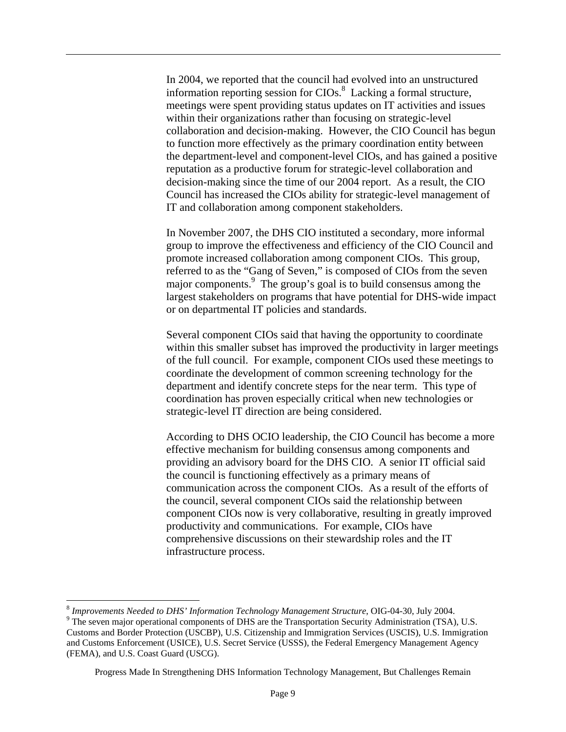In 2004, we reported that the council had evolved into an unstructured information reporting session for CIOs.[8] Lacking a formal structure, meetings were spent providing status updates on IT activities and issues within their organizations rather than focusing on strategic-level collaboration and decision-making. However, the CIO Council has begun to function more effectively as the primary coordination entity between the department-level and component-level CIOs, and has gained a positive reputation as a productive forum for strategic-level collaboration and decision-making since the time of our 2004 report. As a result, the CIO Council has increased the CIOs ability for strategic-level management of IT and collaboration among component stakeholders.

In November 2007, the DHS CIO instituted a secondary, more informal group to improve the effectiveness and efficiency of the CIO Council and promote increased collaboration among component CIOs. This group, referred to as the "Gang of Seven," is composed of CIOs from the seven major components.[9] The group's goal is to build consensus among the largest stakeholders on programs that have potential for DHS-wide impact or on departmental IT policies and standards.

Several component CIOs said that having the opportunity to coordinate within this smaller subset has improved the productivity in larger meetings of the full council. For example, component CIOs used these meetings to coordinate the development of common screening technology for the department and identify concrete steps for the near term. This type of coordination has proven especially critical when new technologies or strategic-level IT direction are being considered.

According to DHS OCIO leadership, the CIO Council has become a more effective mechanism for building consensus among components and providing an advisory board for the DHS CIO. A senior IT official said the council is functioning effectively as a primary means of communication across the component CIOs. As a result of the efforts of the council, several component CIOs said the relationship between component CIOs now is very collaborative, resulting in greatly improved productivity and communications. For example, CIOs have comprehensive discussions on their stewardship roles and the IT infrastructure process.

---

[8] *Improvements Needed to DHS' Information Technology Management Structure*, OIG-04-30, July 2004.

[9] The seven major operational components of DHS are the Transportation Security Administration (TSA), U.S. Customs and Border Protection (USCBP), U.S. Citizenship and Immigration Services (USCIS), U.S. Immigration and Customs Enforcement (USICE), U.S. Secret Service (USSS), the Federal Emergency Management Agency (FEMA), and U.S. Coast Guard (USCG).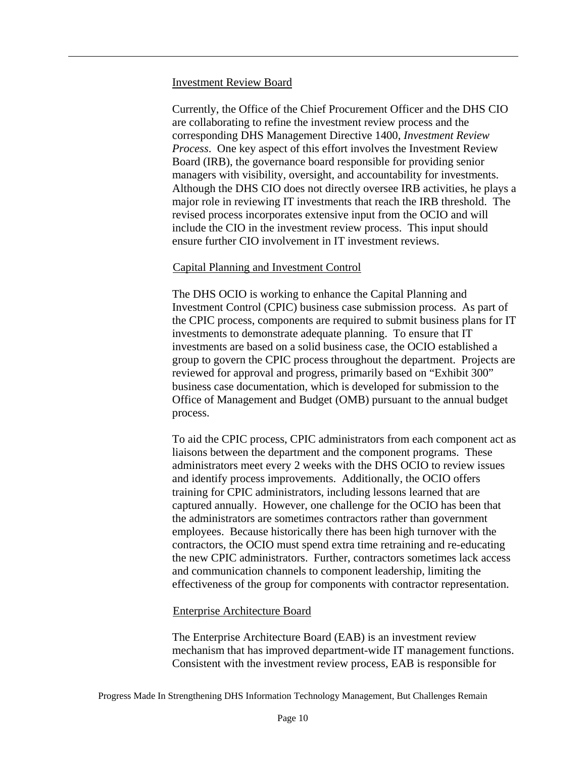Investment Review Board

Currently, the Office of the Chief Procurement Officer and the DHS CIO are collaborating to refine the investment review process and the corresponding DHS Management Directive 1400, *Investment Review Process*. One key aspect of this effort involves the Investment Review Board (IRB), the governance board responsible for providing senior managers with visibility, oversight, and accountability for investments. Although the DHS CIO does not directly oversee IRB activities, he plays a major role in reviewing IT investments that reach the IRB threshold. The revised process incorporates extensive input from the OCIO and will include the CIO in the investment review process. This input should ensure further CIO involvement in IT investment reviews.

Capital Planning and Investment Control

The DHS OCIO is working to enhance the Capital Planning and Investment Control (CPIC) business case submission process. As part of the CPIC process, components are required to submit business plans for IT investments to demonstrate adequate planning. To ensure that IT investments are based on a solid business case, the OCIO established a group to govern the CPIC process throughout the department. Projects are reviewed for approval and progress, primarily based on "Exhibit 300" business case documentation, which is developed for submission to the Office of Management and Budget (OMB) pursuant to the annual budget process.

To aid the CPIC process, CPIC administrators from each component act as liaisons between the department and the component programs. These administrators meet every 2 weeks with the DHS OCIO to review issues and identify process improvements. Additionally, the OCIO offers training for CPIC administrators, including lessons learned that are captured annually. However, one challenge for the OCIO has been that the administrators are sometimes contractors rather than government employees. Because historically there has been high turnover with the contractors, the OCIO must spend extra time retraining and re-educating the new CPIC administrators. Further, contractors sometimes lack access and communication channels to component leadership, limiting the effectiveness of the group for components with contractor representation.

Enterprise Architecture Board

The Enterprise Architecture Board (EAB) is an investment review mechanism that has improved department-wide IT management functions. Consistent with the investment review process, EAB is responsible for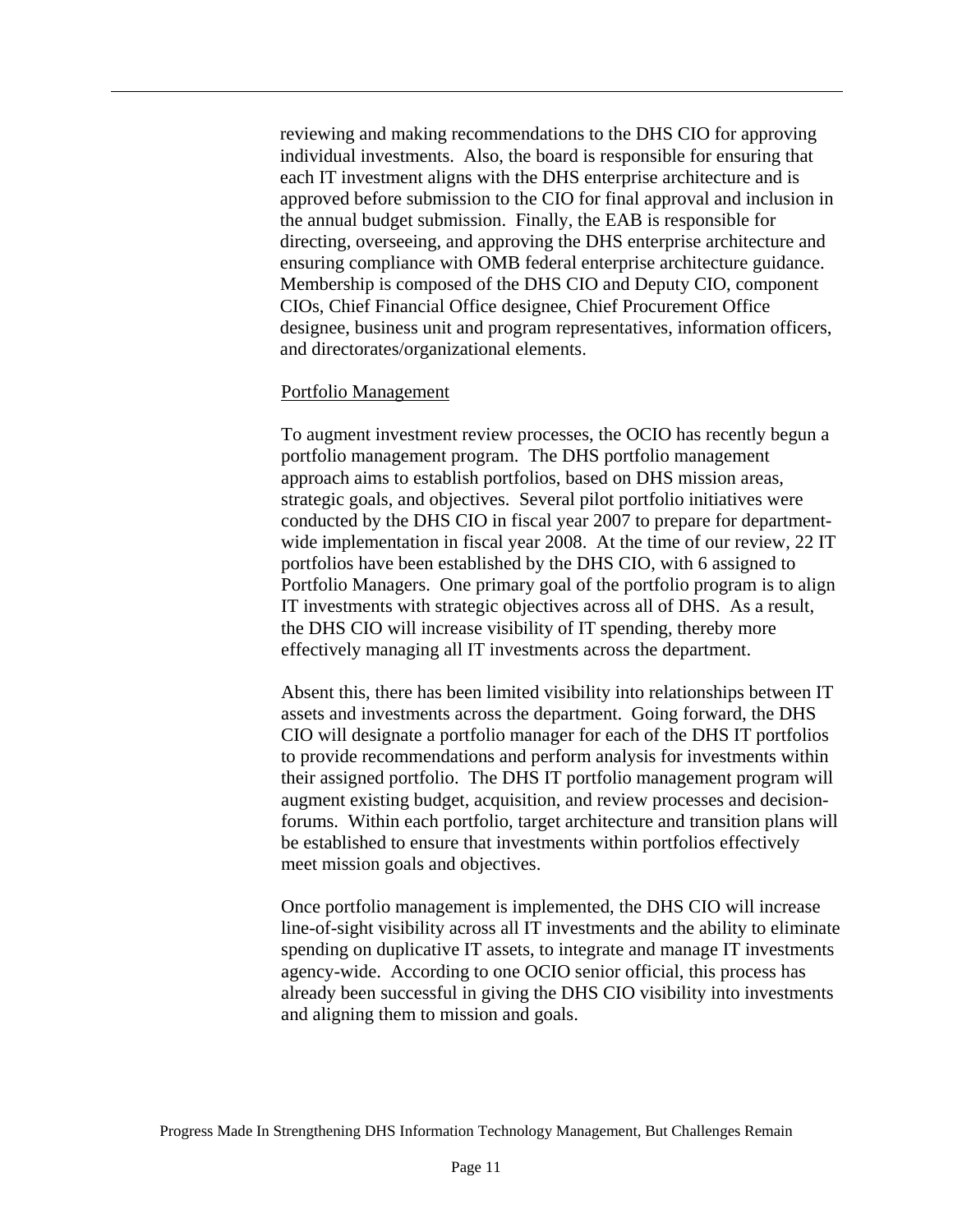reviewing and making recommendations to the DHS CIO for approving individual investments. Also, the board is responsible for ensuring that each IT investment aligns with the DHS enterprise architecture and is approved before submission to the CIO for final approval and inclusion in the annual budget submission. Finally, the EAB is responsible for directing, overseeing, and approving the DHS enterprise architecture and ensuring compliance with OMB federal enterprise architecture guidance. Membership is composed of the DHS CIO and Deputy CIO, component CIOs, Chief Financial Office designee, Chief Procurement Office designee, business unit and program representatives, information officers, and directorates/organizational elements.

Portfolio Management

To augment investment review processes, the OCIO has recently begun a portfolio management program. The DHS portfolio management approach aims to establish portfolios, based on DHS mission areas, strategic goals, and objectives. Several pilot portfolio initiatives were conducted by the DHS CIO in fiscal year 2007 to prepare for department-wide implementation in fiscal year 2008. At the time of our review, 22 IT portfolios have been established by the DHS CIO, with 6 assigned to Portfolio Managers. One primary goal of the portfolio program is to align IT investments with strategic objectives across all of DHS. As a result, the DHS CIO will increase visibility of IT spending, thereby more effectively managing all IT investments across the department.

Absent this, there has been limited visibility into relationships between IT assets and investments across the department. Going forward, the DHS CIO will designate a portfolio manager for each of the DHS IT portfolios to provide recommendations and perform analysis for investments within their assigned portfolio. The DHS IT portfolio management program will augment existing budget, acquisition, and review processes and decision-forums. Within each portfolio, target architecture and transition plans will be established to ensure that investments within portfolios effectively meet mission goals and objectives.

Once portfolio management is implemented, the DHS CIO will increase line-of-sight visibility across all IT investments and the ability to eliminate spending on duplicative IT assets, to integrate and manage IT investments agency-wide. According to one OCIO senior official, this process has already been successful in giving the DHS CIO visibility into investments and aligning them to mission and goals.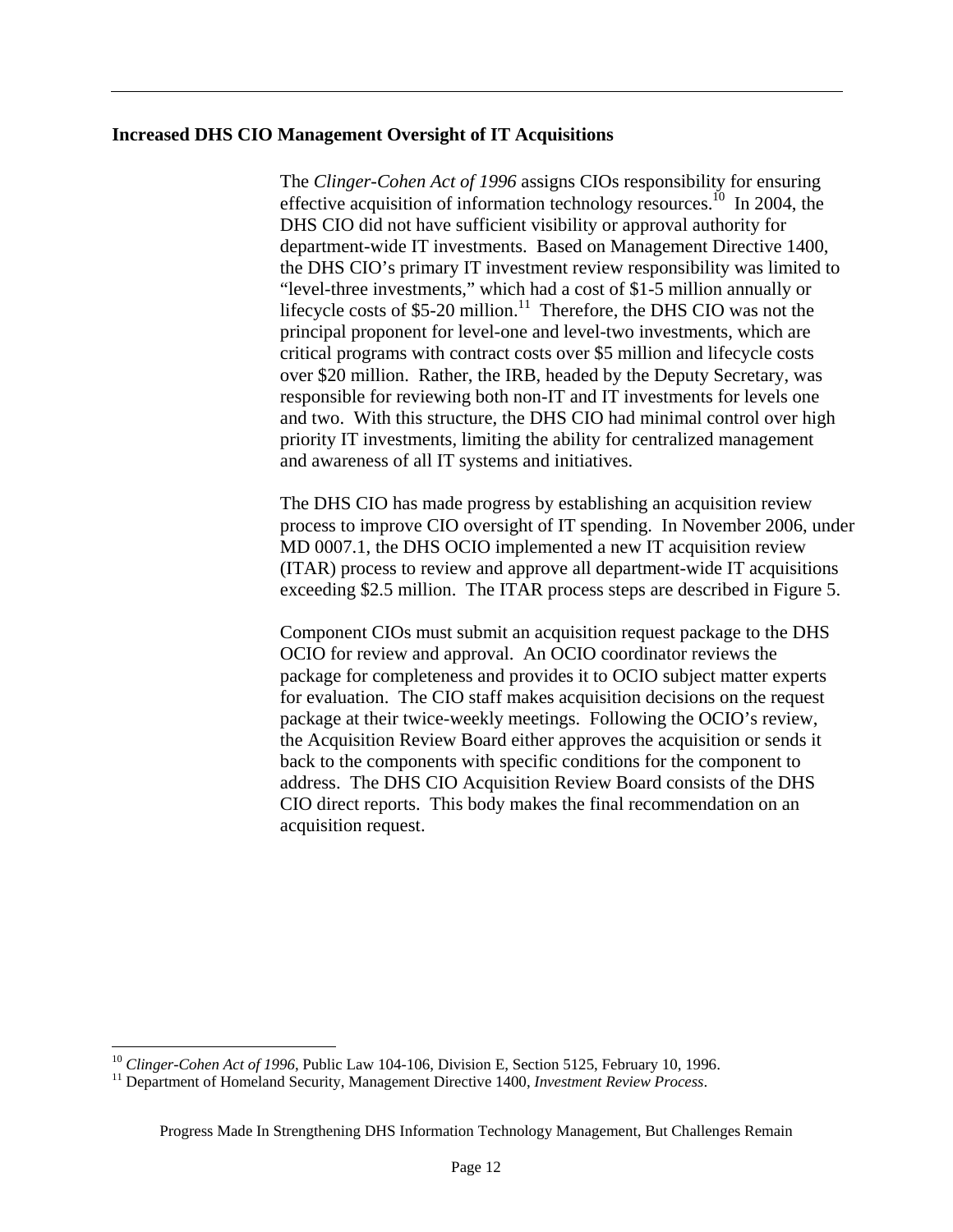## Increased DHS CIO Management Oversight of IT Acquisitions

The *Clinger-Cohen Act of 1996* assigns CIOs responsibility for ensuring effective acquisition of information technology resources.[10] In 2004, the DHS CIO did not have sufficient visibility or approval authority for department-wide IT investments. Based on Management Directive 1400, the DHS CIO's primary IT investment review responsibility was limited to "level-three investments," which had a cost of $1-5 million annually or lifecycle costs of $5-20 million.[11] Therefore, the DHS CIO was not the principal proponent for level-one and level-two investments, which are critical programs with contract costs over $5 million and lifecycle costs over $20 million. Rather, the IRB, headed by the Deputy Secretary, was responsible for reviewing both non-IT and IT investments for levels one and two. With this structure, the DHS CIO had minimal control over high priority IT investments, limiting the ability for centralized management and awareness of all IT systems and initiatives.

The DHS CIO has made progress by establishing an acquisition review process to improve CIO oversight of IT spending. In November 2006, under MD 0007.1, the DHS OCIO implemented a new IT acquisition review (ITAR) process to review and approve all department-wide IT acquisitions exceeding $2.5 million. The ITAR process steps are described in Figure 5.

Component CIOs must submit an acquisition request package to the DHS OCIO for review and approval. An OCIO coordinator reviews the package for completeness and provides it to OCIO subject matter experts for evaluation. The CIO staff makes acquisition decisions on the request package at their twice-weekly meetings. Following the OCIO's review, the Acquisition Review Board either approves the acquisition or sends it back to the components with specific conditions for the component to address. The DHS CIO Acquisition Review Board consists of the DHS CIO direct reports. This body makes the final recommendation on an acquisition request.

---

[10] *Clinger-Cohen Act of 1996*, Public Law 104-106, Division E, Section 5125, February 10, 1996.

[11] Department of Homeland Security, Management Directive 1400, *Investment Review Process*.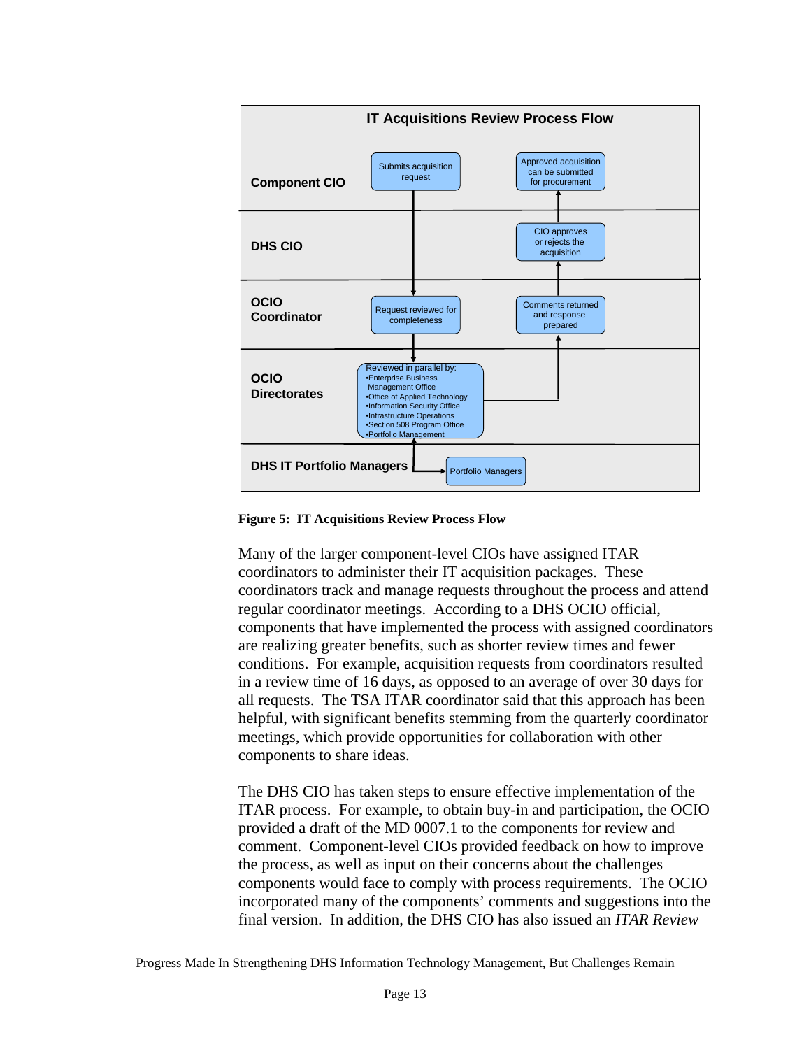**IT Acquisitions Review Process Flow**

| Role | Step | Step |
|---|---|---|
| Component CIO | Submits acquisition request | Approved acquisition can be submitted for procurement |
| DHS CIO | | CIO approves or rejects the acquisition |
| OCIO Coordinator | Request reviewed for completeness | Comments returned and response prepared |
| OCIO Directorates | Reviewed in parallel by: •Enterprise Business Management Office •Office of Applied Technology •Information Security Office •Infrastructure Operations •Section 508 Program Office •Portfolio Management | |
| DHS IT Portfolio Managers | Portfolio Managers | |

**Figure 5: IT Acquisitions Review Process Flow**

Many of the larger component-level CIOs have assigned ITAR coordinators to administer their IT acquisition packages. These coordinators track and manage requests throughout the process and attend regular coordinator meetings. According to a DHS OCIO official, components that have implemented the process with assigned coordinators are realizing greater benefits, such as shorter review times and fewer conditions. For example, acquisition requests from coordinators resulted in a review time of 16 days, as opposed to an average of over 30 days for all requests. The TSA ITAR coordinator said that this approach has been helpful, with significant benefits stemming from the quarterly coordinator meetings, which provide opportunities for collaboration with other components to share ideas.

The DHS CIO has taken steps to ensure effective implementation of the ITAR process. For example, to obtain buy-in and participation, the OCIO provided a draft of the MD 0007.1 to the components for review and comment. Component-level CIOs provided feedback on how to improve the process, as well as input on their concerns about the challenges components would face to comply with process requirements. The OCIO incorporated many of the components' comments and suggestions into the final version. In addition, the DHS CIO has also issued an *ITAR Review*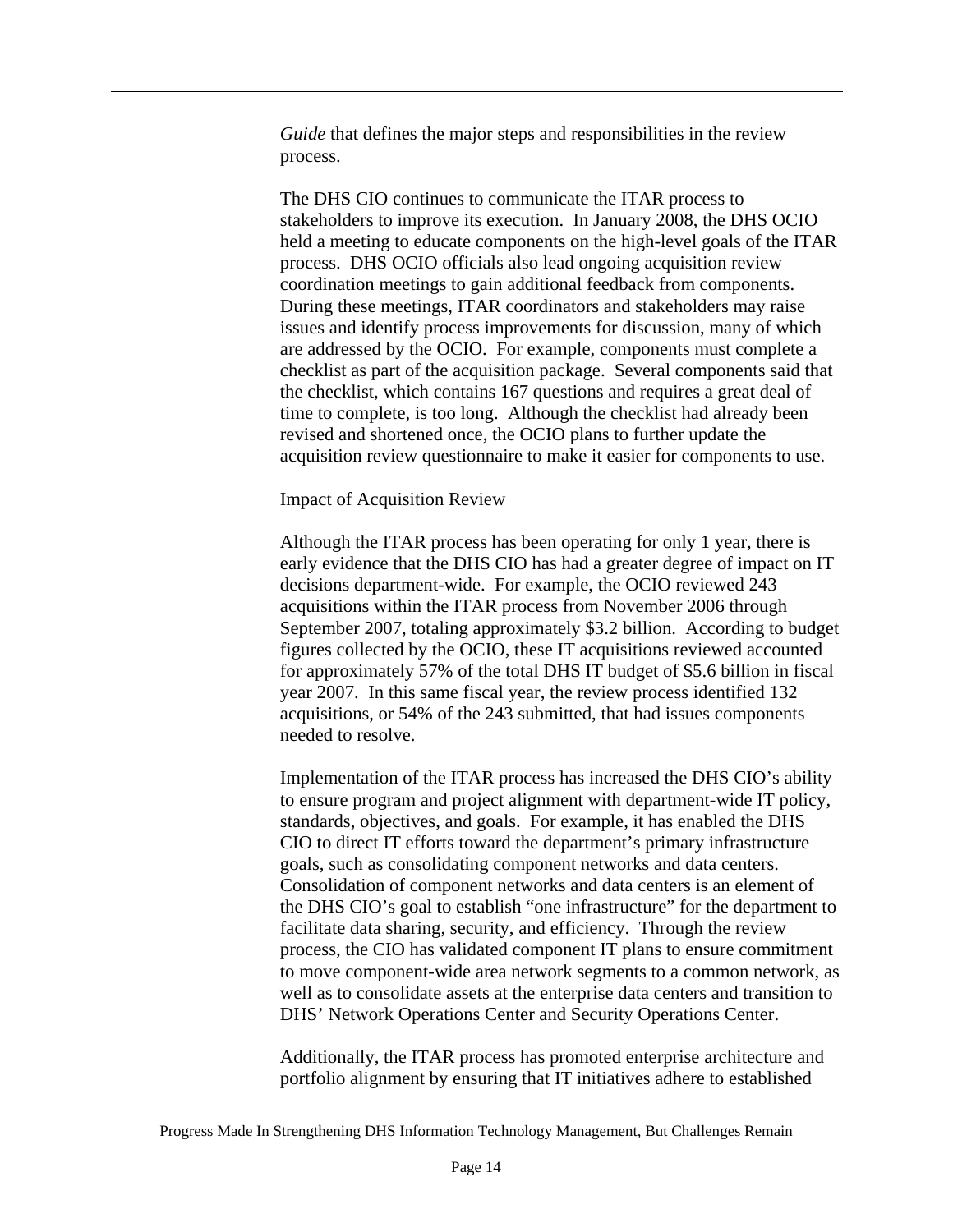*Guide* that defines the major steps and responsibilities in the review process.

The DHS CIO continues to communicate the ITAR process to stakeholders to improve its execution. In January 2008, the DHS OCIO held a meeting to educate components on the high-level goals of the ITAR process. DHS OCIO officials also lead ongoing acquisition review coordination meetings to gain additional feedback from components. During these meetings, ITAR coordinators and stakeholders may raise issues and identify process improvements for discussion, many of which are addressed by the OCIO. For example, components must complete a checklist as part of the acquisition package. Several components said that the checklist, which contains 167 questions and requires a great deal of time to complete, is too long. Although the checklist had already been revised and shortened once, the OCIO plans to further update the acquisition review questionnaire to make it easier for components to use.

Impact of Acquisition Review

Although the ITAR process has been operating for only 1 year, there is early evidence that the DHS CIO has had a greater degree of impact on IT decisions department-wide. For example, the OCIO reviewed 243 acquisitions within the ITAR process from November 2006 through September 2007, totaling approximately $3.2 billion. According to budget figures collected by the OCIO, these IT acquisitions reviewed accounted for approximately 57% of the total DHS IT budget of $5.6 billion in fiscal year 2007. In this same fiscal year, the review process identified 132 acquisitions, or 54% of the 243 submitted, that had issues components needed to resolve.

Implementation of the ITAR process has increased the DHS CIO's ability to ensure program and project alignment with department-wide IT policy, standards, objectives, and goals. For example, it has enabled the DHS CIO to direct IT efforts toward the department's primary infrastructure goals, such as consolidating component networks and data centers. Consolidation of component networks and data centers is an element of the DHS CIO's goal to establish "one infrastructure" for the department to facilitate data sharing, security, and efficiency. Through the review process, the CIO has validated component IT plans to ensure commitment to move component-wide area network segments to a common network, as well as to consolidate assets at the enterprise data centers and transition to DHS' Network Operations Center and Security Operations Center.

Additionally, the ITAR process has promoted enterprise architecture and portfolio alignment by ensuring that IT initiatives adhere to established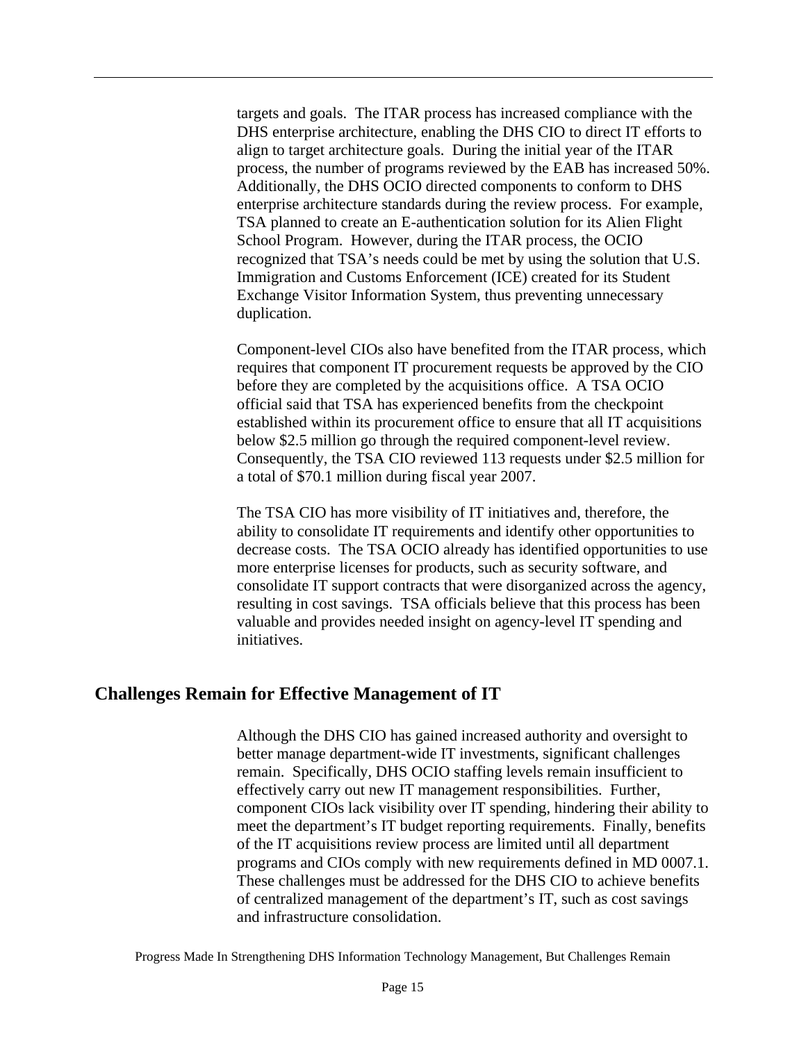targets and goals. The ITAR process has increased compliance with the DHS enterprise architecture, enabling the DHS CIO to direct IT efforts to align to target architecture goals. During the initial year of the ITAR process, the number of programs reviewed by the EAB has increased 50%. Additionally, the DHS OCIO directed components to conform to DHS enterprise architecture standards during the review process. For example, TSA planned to create an E-authentication solution for its Alien Flight School Program. However, during the ITAR process, the OCIO recognized that TSA's needs could be met by using the solution that U.S. Immigration and Customs Enforcement (ICE) created for its Student Exchange Visitor Information System, thus preventing unnecessary duplication.

Component-level CIOs also have benefited from the ITAR process, which requires that component IT procurement requests be approved by the CIO before they are completed by the acquisitions office. A TSA OCIO official said that TSA has experienced benefits from the checkpoint established within its procurement office to ensure that all IT acquisitions below $2.5 million go through the required component-level review. Consequently, the TSA CIO reviewed 113 requests under $2.5 million for a total of $70.1 million during fiscal year 2007.

The TSA CIO has more visibility of IT initiatives and, therefore, the ability to consolidate IT requirements and identify other opportunities to decrease costs. The TSA OCIO already has identified opportunities to use more enterprise licenses for products, such as security software, and consolidate IT support contracts that were disorganized across the agency, resulting in cost savings. TSA officials believe that this process has been valuable and provides needed insight on agency-level IT spending and initiatives.

## Challenges Remain for Effective Management of IT

Although the DHS CIO has gained increased authority and oversight to better manage department-wide IT investments, significant challenges remain. Specifically, DHS OCIO staffing levels remain insufficient to effectively carry out new IT management responsibilities. Further, component CIOs lack visibility over IT spending, hindering their ability to meet the department's IT budget reporting requirements. Finally, benefits of the IT acquisitions review process are limited until all department programs and CIOs comply with new requirements defined in MD 0007.1. These challenges must be addressed for the DHS CIO to achieve benefits of centralized management of the department's IT, such as cost savings and infrastructure consolidation.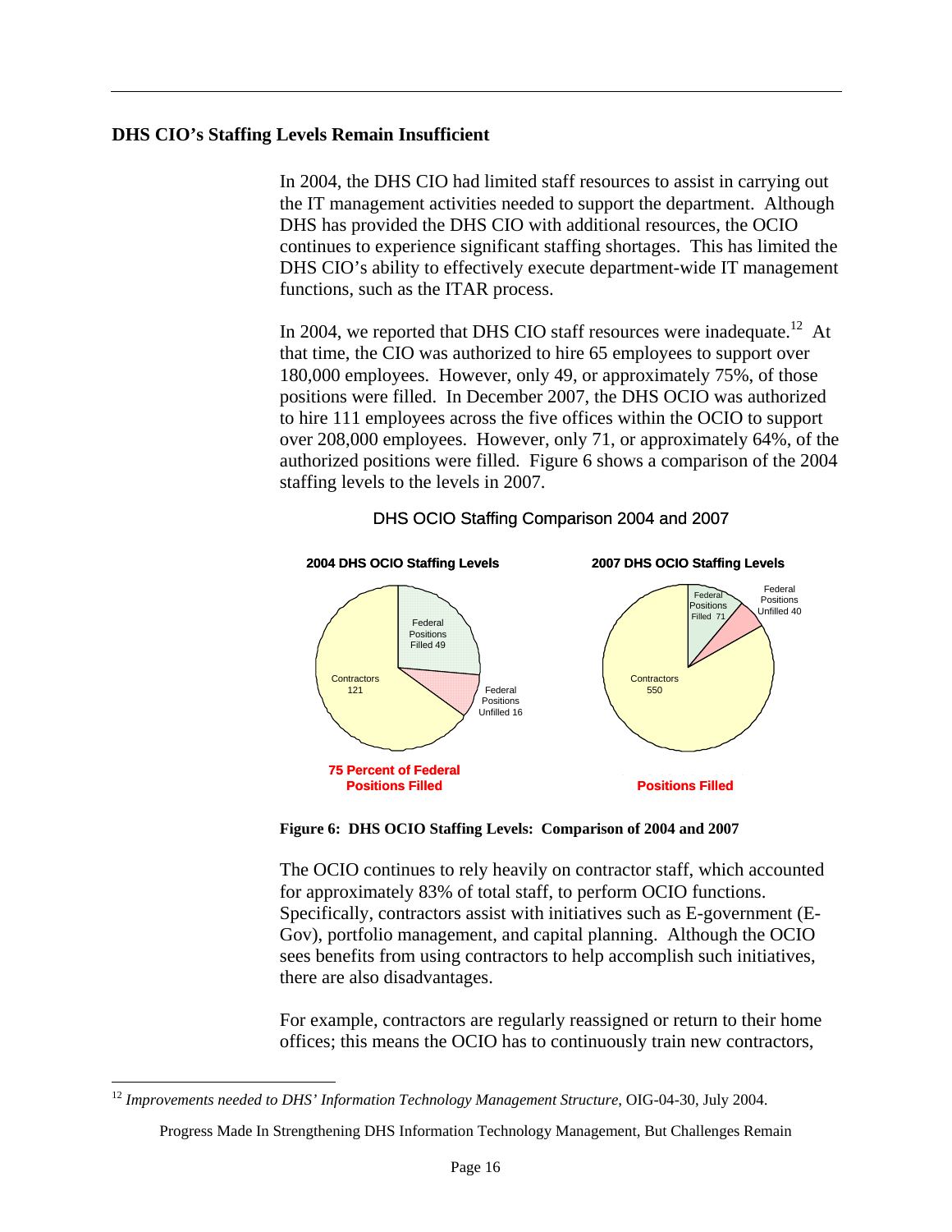## DHS CIO's Staffing Levels Remain Insufficient

In 2004, the DHS CIO had limited staff resources to assist in carrying out the IT management activities needed to support the department. Although DHS has provided the DHS CIO with additional resources, the OCIO continues to experience significant staffing shortages. This has limited the DHS CIO's ability to effectively execute department-wide IT management functions, such as the ITAR process.

In 2004, we reported that DHS CIO staff resources were inadequate.[12] At that time, the CIO was authorized to hire 65 employees to support over 180,000 employees. However, only 49, or approximately 75%, of those positions were filled. In December 2007, the DHS OCIO was authorized to hire 111 employees across the five offices within the OCIO to support over 208,000 employees. However, only 71, or approximately 64%, of the authorized positions were filled. Figure 6 shows a comparison of the 2004 staffing levels to the levels in 2007.

DHS OCIO Staffing Comparison 2004 and 2007

**2004 DHS OCIO Staffing Levels**

- Federal Positions Filled 49
- Federal Positions Unfilled 16
- Contractors 121

**75 Percent of Federal Positions Filled**

**2007 DHS OCIO Staffing Levels**

- Federal Positions Filled 71
- Federal Positions Unfilled 40
- Contractors 550

**Positions Filled**

**Figure 6: DHS OCIO Staffing Levels: Comparison of 2004 and 2007**

The OCIO continues to rely heavily on contractor staff, which accounted for approximately 83% of total staff, to perform OCIO functions. Specifically, contractors assist with initiatives such as E-government (E-Gov), portfolio management, and capital planning. Although the OCIO sees benefits from using contractors to help accomplish such initiatives, there are also disadvantages.

For example, contractors are regularly reassigned or return to their home offices; this means the OCIO has to continuously train new contractors,

[12] *Improvements needed to DHS' Information Technology Management Structure*, OIG-04-30, July 2004.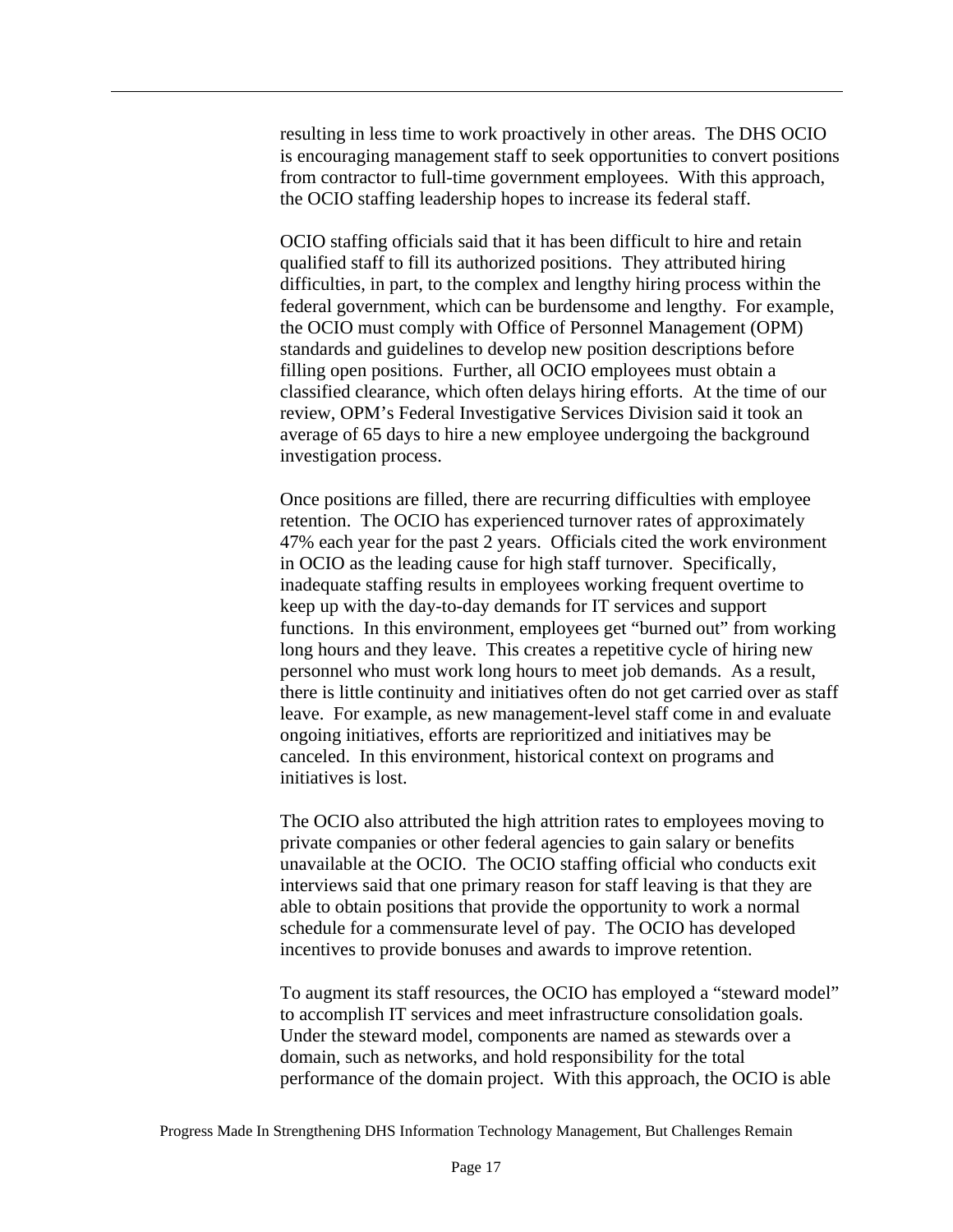resulting in less time to work proactively in other areas. The DHS OCIO is encouraging management staff to seek opportunities to convert positions from contractor to full-time government employees. With this approach, the OCIO staffing leadership hopes to increase its federal staff.

OCIO staffing officials said that it has been difficult to hire and retain qualified staff to fill its authorized positions. They attributed hiring difficulties, in part, to the complex and lengthy hiring process within the federal government, which can be burdensome and lengthy. For example, the OCIO must comply with Office of Personnel Management (OPM) standards and guidelines to develop new position descriptions before filling open positions. Further, all OCIO employees must obtain a classified clearance, which often delays hiring efforts. At the time of our review, OPM's Federal Investigative Services Division said it took an average of 65 days to hire a new employee undergoing the background investigation process.

Once positions are filled, there are recurring difficulties with employee retention. The OCIO has experienced turnover rates of approximately 47% each year for the past 2 years. Officials cited the work environment in OCIO as the leading cause for high staff turnover. Specifically, inadequate staffing results in employees working frequent overtime to keep up with the day-to-day demands for IT services and support functions. In this environment, employees get "burned out" from working long hours and they leave. This creates a repetitive cycle of hiring new personnel who must work long hours to meet job demands. As a result, there is little continuity and initiatives often do not get carried over as staff leave. For example, as new management-level staff come in and evaluate ongoing initiatives, efforts are reprioritized and initiatives may be canceled. In this environment, historical context on programs and initiatives is lost.

The OCIO also attributed the high attrition rates to employees moving to private companies or other federal agencies to gain salary or benefits unavailable at the OCIO. The OCIO staffing official who conducts exit interviews said that one primary reason for staff leaving is that they are able to obtain positions that provide the opportunity to work a normal schedule for a commensurate level of pay. The OCIO has developed incentives to provide bonuses and awards to improve retention.

To augment its staff resources, the OCIO has employed a "steward model" to accomplish IT services and meet infrastructure consolidation goals. Under the steward model, components are named as stewards over a domain, such as networks, and hold responsibility for the total performance of the domain project. With this approach, the OCIO is able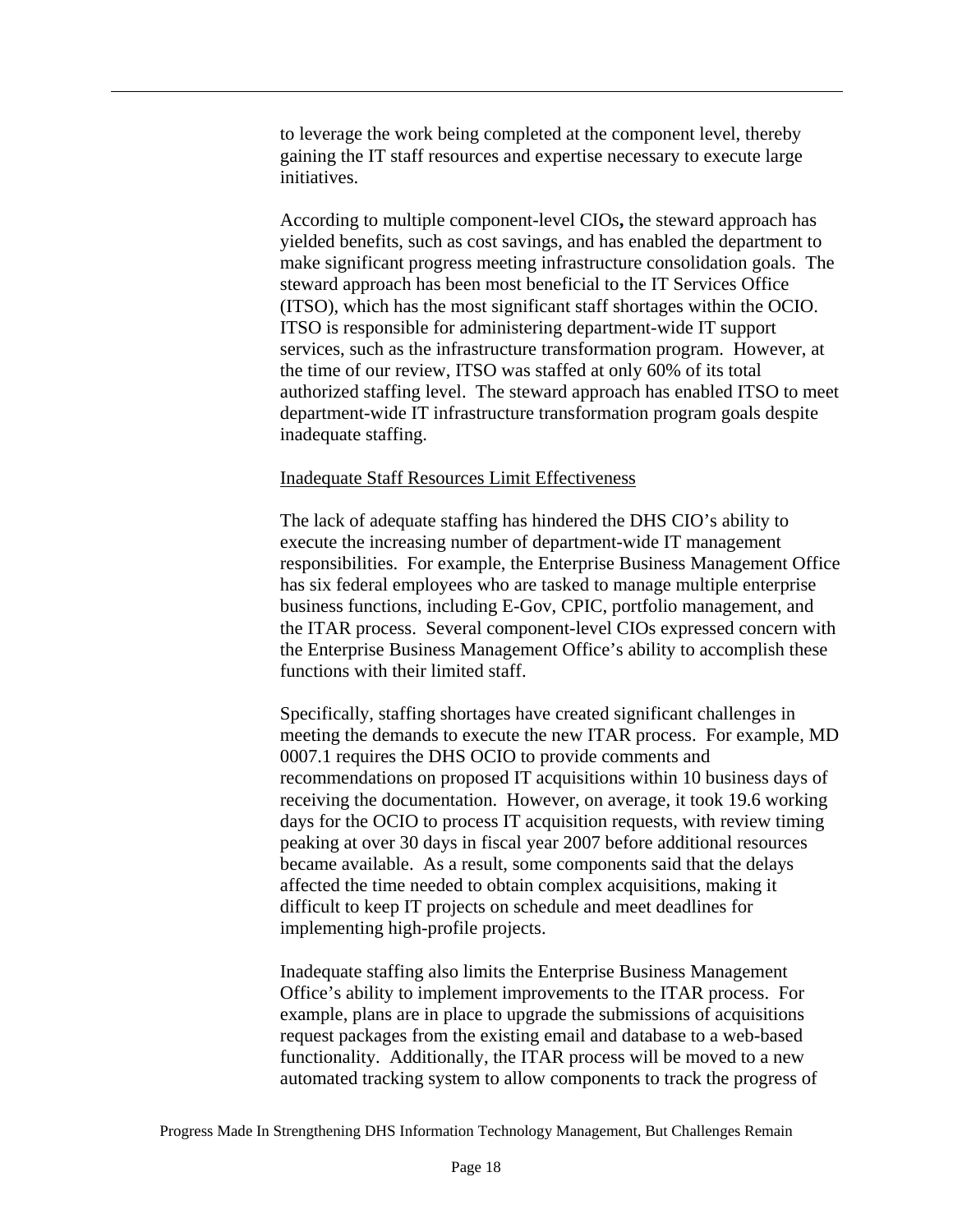to leverage the work being completed at the component level, thereby gaining the IT staff resources and expertise necessary to execute large initiatives.

According to multiple component-level CIOs**,** the steward approach has yielded benefits, such as cost savings, and has enabled the department to make significant progress meeting infrastructure consolidation goals. The steward approach has been most beneficial to the IT Services Office (ITSO), which has the most significant staff shortages within the OCIO. ITSO is responsible for administering department-wide IT support services, such as the infrastructure transformation program. However, at the time of our review, ITSO was staffed at only 60% of its total authorized staffing level. The steward approach has enabled ITSO to meet department-wide IT infrastructure transformation program goals despite inadequate staffing.

<u>Inadequate Staff Resources Limit Effectiveness</u>

The lack of adequate staffing has hindered the DHS CIO's ability to execute the increasing number of department-wide IT management responsibilities. For example, the Enterprise Business Management Office has six federal employees who are tasked to manage multiple enterprise business functions, including E-Gov, CPIC, portfolio management, and the ITAR process. Several component-level CIOs expressed concern with the Enterprise Business Management Office's ability to accomplish these functions with their limited staff.

Specifically, staffing shortages have created significant challenges in meeting the demands to execute the new ITAR process. For example, MD 0007.1 requires the DHS OCIO to provide comments and recommendations on proposed IT acquisitions within 10 business days of receiving the documentation. However, on average, it took 19.6 working days for the OCIO to process IT acquisition requests, with review timing peaking at over 30 days in fiscal year 2007 before additional resources became available. As a result, some components said that the delays affected the time needed to obtain complex acquisitions, making it difficult to keep IT projects on schedule and meet deadlines for implementing high-profile projects.

Inadequate staffing also limits the Enterprise Business Management Office's ability to implement improvements to the ITAR process. For example, plans are in place to upgrade the submissions of acquisitions request packages from the existing email and database to a web-based functionality. Additionally, the ITAR process will be moved to a new automated tracking system to allow components to track the progress of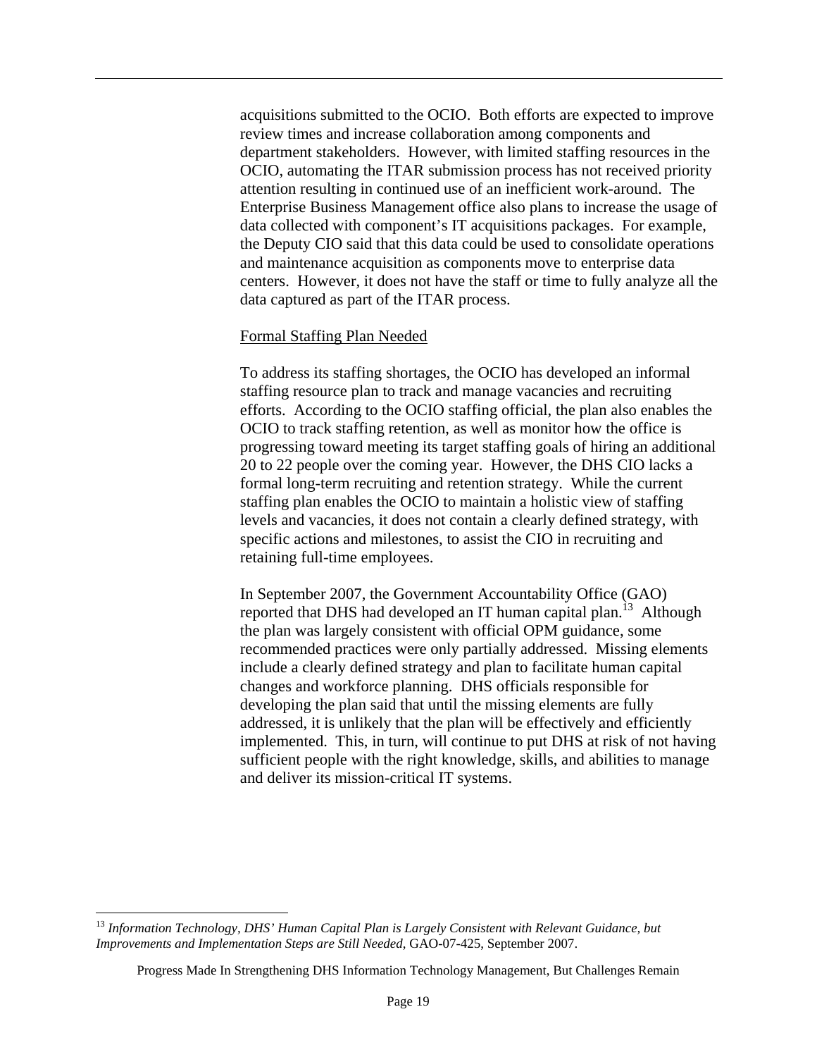acquisitions submitted to the OCIO. Both efforts are expected to improve review times and increase collaboration among components and department stakeholders. However, with limited staffing resources in the OCIO, automating the ITAR submission process has not received priority attention resulting in continued use of an inefficient work-around. The Enterprise Business Management office also plans to increase the usage of data collected with component's IT acquisitions packages. For example, the Deputy CIO said that this data could be used to consolidate operations and maintenance acquisition as components move to enterprise data centers. However, it does not have the staff or time to fully analyze all the data captured as part of the ITAR process.

Formal Staffing Plan Needed

To address its staffing shortages, the OCIO has developed an informal staffing resource plan to track and manage vacancies and recruiting efforts. According to the OCIO staffing official, the plan also enables the OCIO to track staffing retention, as well as monitor how the office is progressing toward meeting its target staffing goals of hiring an additional 20 to 22 people over the coming year. However, the DHS CIO lacks a formal long-term recruiting and retention strategy. While the current staffing plan enables the OCIO to maintain a holistic view of staffing levels and vacancies, it does not contain a clearly defined strategy, with specific actions and milestones, to assist the CIO in recruiting and retaining full-time employees.

In September 2007, the Government Accountability Office (GAO) reported that DHS had developed an IT human capital plan.[13] Although the plan was largely consistent with official OPM guidance, some recommended practices were only partially addressed. Missing elements include a clearly defined strategy and plan to facilitate human capital changes and workforce planning. DHS officials responsible for developing the plan said that until the missing elements are fully addressed, it is unlikely that the plan will be effectively and efficiently implemented. This, in turn, will continue to put DHS at risk of not having sufficient people with the right knowledge, skills, and abilities to manage and deliver its mission-critical IT systems.

[13] *Information Technology, DHS' Human Capital Plan is Largely Consistent with Relevant Guidance, but Improvements and Implementation Steps are Still Needed*, GAO-07-425, September 2007.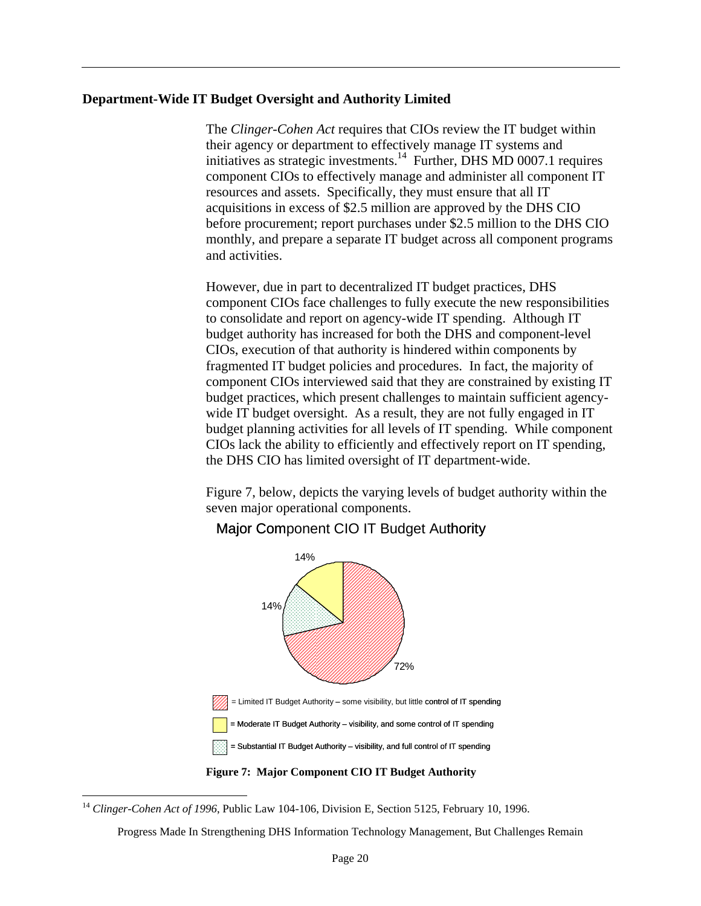## Department-Wide IT Budget Oversight and Authority Limited

The *Clinger-Cohen Act* requires that CIOs review the IT budget within their agency or department to effectively manage IT systems and initiatives as strategic investments.[14] Further, DHS MD 0007.1 requires component CIOs to effectively manage and administer all component IT resources and assets. Specifically, they must ensure that all IT acquisitions in excess of $2.5 million are approved by the DHS CIO before procurement; report purchases under $2.5 million to the DHS CIO monthly, and prepare a separate IT budget across all component programs and activities.

However, due in part to decentralized IT budget practices, DHS component CIOs face challenges to fully execute the new responsibilities to consolidate and report on agency-wide IT spending. Although IT budget authority has increased for both the DHS and component-level CIOs, execution of that authority is hindered within components by fragmented IT budget policies and procedures. In fact, the majority of component CIOs interviewed said that they are constrained by existing IT budget practices, which present challenges to maintain sufficient agency-wide IT budget oversight. As a result, they are not fully engaged in IT budget planning activities for all levels of IT spending. While component CIOs lack the ability to efficiently and effectively report on IT spending, the DHS CIO has limited oversight of IT department-wide.

Figure 7, below, depicts the varying levels of budget authority within the seven major operational components.

Major Component CIO IT Budget Authority

- 72% = Limited IT Budget Authority – some visibility, but little control of IT spending
- 14% = Moderate IT Budget Authority – visibility, and some control of IT spending
- 14% = Substantial IT Budget Authority – visibility, and full control of IT spending

**Figure 7: Major Component CIO IT Budget Authority**

[14] *Clinger-Cohen Act of 1996*, Public Law 104-106, Division E, Section 5125, February 10, 1996.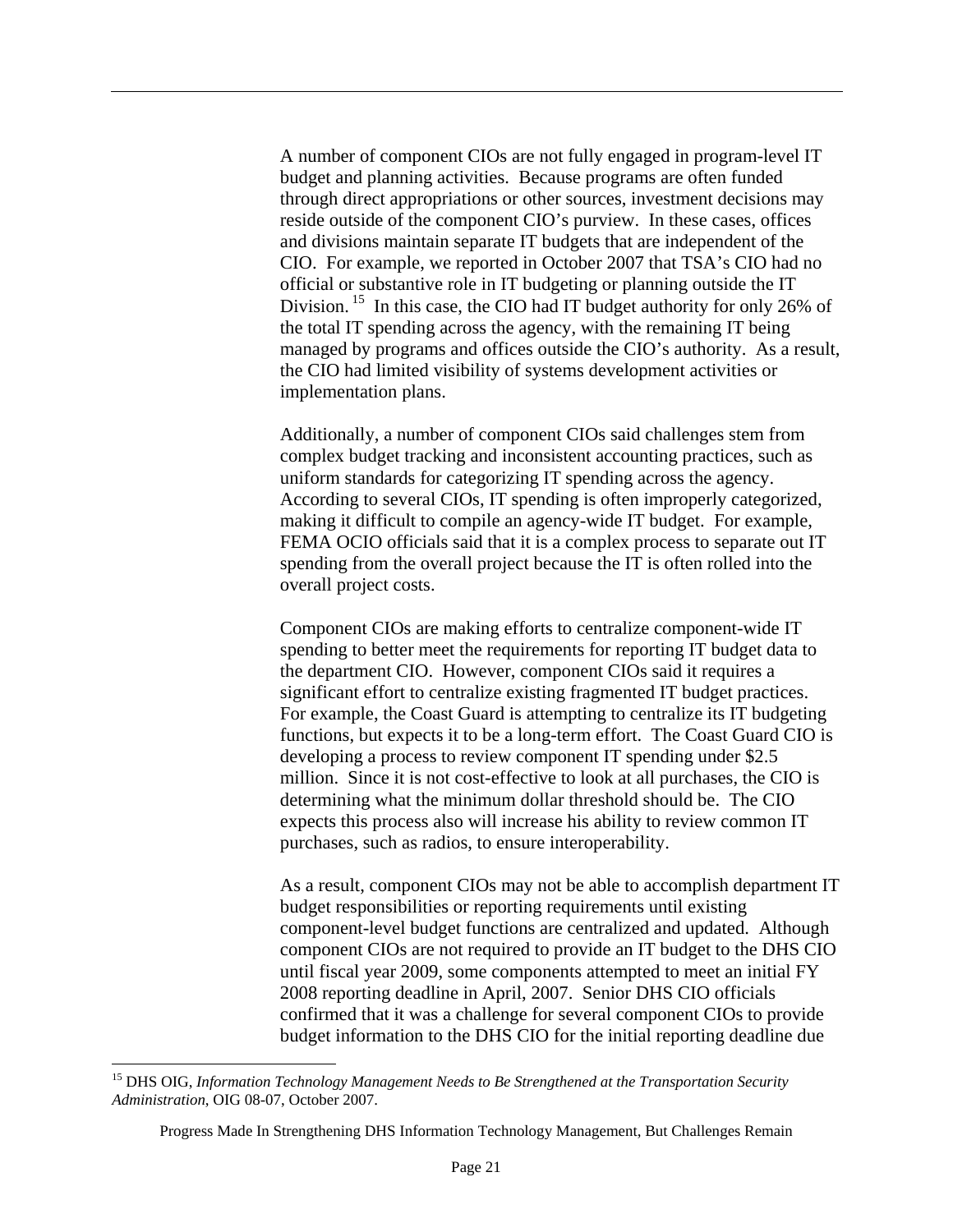A number of component CIOs are not fully engaged in program-level IT budget and planning activities. Because programs are often funded through direct appropriations or other sources, investment decisions may reside outside of the component CIO's purview. In these cases, offices and divisions maintain separate IT budgets that are independent of the CIO. For example, we reported in October 2007 that TSA's CIO had no official or substantive role in IT budgeting or planning outside the IT Division.[15] In this case, the CIO had IT budget authority for only 26% of the total IT spending across the agency, with the remaining IT being managed by programs and offices outside the CIO's authority. As a result, the CIO had limited visibility of systems development activities or implementation plans.

Additionally, a number of component CIOs said challenges stem from complex budget tracking and inconsistent accounting practices, such as uniform standards for categorizing IT spending across the agency. According to several CIOs, IT spending is often improperly categorized, making it difficult to compile an agency-wide IT budget. For example, FEMA OCIO officials said that it is a complex process to separate out IT spending from the overall project because the IT is often rolled into the overall project costs.

Component CIOs are making efforts to centralize component-wide IT spending to better meet the requirements for reporting IT budget data to the department CIO. However, component CIOs said it requires a significant effort to centralize existing fragmented IT budget practices. For example, the Coast Guard is attempting to centralize its IT budgeting functions, but expects it to be a long-term effort. The Coast Guard CIO is developing a process to review component IT spending under $2.5 million. Since it is not cost-effective to look at all purchases, the CIO is determining what the minimum dollar threshold should be. The CIO expects this process also will increase his ability to review common IT purchases, such as radios, to ensure interoperability.

As a result, component CIOs may not be able to accomplish department IT budget responsibilities or reporting requirements until existing component-level budget functions are centralized and updated. Although component CIOs are not required to provide an IT budget to the DHS CIO until fiscal year 2009, some components attempted to meet an initial FY 2008 reporting deadline in April, 2007. Senior DHS CIO officials confirmed that it was a challenge for several component CIOs to provide budget information to the DHS CIO for the initial reporting deadline due

---

[15] DHS OIG, *Information Technology Management Needs to Be Strengthened at the Transportation Security Administration*, OIG 08-07, October 2007.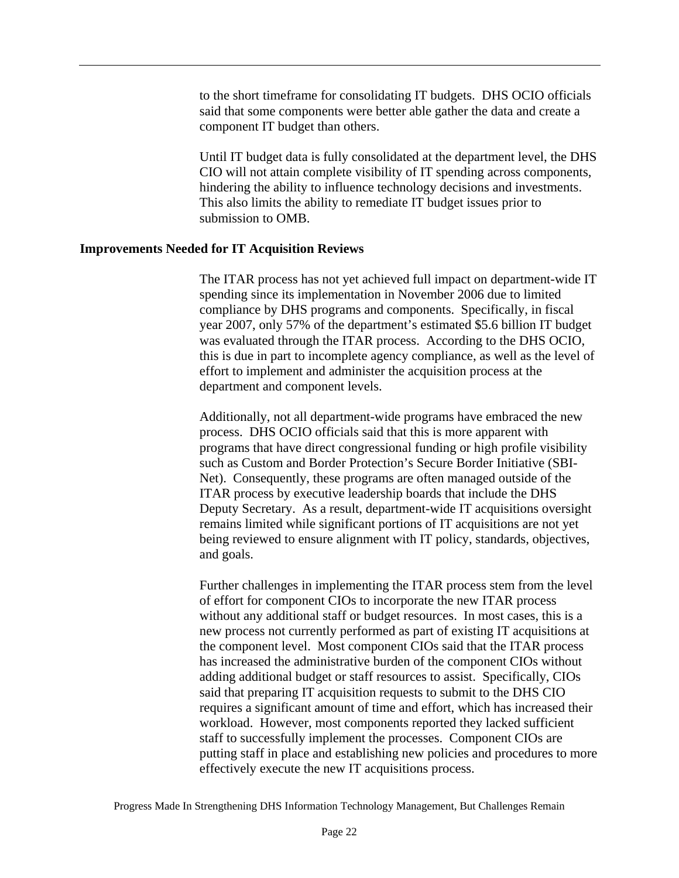to the short timeframe for consolidating IT budgets. DHS OCIO officials said that some components were better able gather the data and create a component IT budget than others.

Until IT budget data is fully consolidated at the department level, the DHS CIO will not attain complete visibility of IT spending across components, hindering the ability to influence technology decisions and investments. This also limits the ability to remediate IT budget issues prior to submission to OMB.

**Improvements Needed for IT Acquisition Reviews**

The ITAR process has not yet achieved full impact on department-wide IT spending since its implementation in November 2006 due to limited compliance by DHS programs and components. Specifically, in fiscal year 2007, only 57% of the department's estimated $5.6 billion IT budget was evaluated through the ITAR process. According to the DHS OCIO, this is due in part to incomplete agency compliance, as well as the level of effort to implement and administer the acquisition process at the department and component levels.

Additionally, not all department-wide programs have embraced the new process. DHS OCIO officials said that this is more apparent with programs that have direct congressional funding or high profile visibility such as Custom and Border Protection's Secure Border Initiative (SBI-Net). Consequently, these programs are often managed outside of the ITAR process by executive leadership boards that include the DHS Deputy Secretary. As a result, department-wide IT acquisitions oversight remains limited while significant portions of IT acquisitions are not yet being reviewed to ensure alignment with IT policy, standards, objectives, and goals.

Further challenges in implementing the ITAR process stem from the level of effort for component CIOs to incorporate the new ITAR process without any additional staff or budget resources. In most cases, this is a new process not currently performed as part of existing IT acquisitions at the component level. Most component CIOs said that the ITAR process has increased the administrative burden of the component CIOs without adding additional budget or staff resources to assist. Specifically, CIOs said that preparing IT acquisition requests to submit to the DHS CIO requires a significant amount of time and effort, which has increased their workload. However, most components reported they lacked sufficient staff to successfully implement the processes. Component CIOs are putting staff in place and establishing new policies and procedures to more effectively execute the new IT acquisitions process.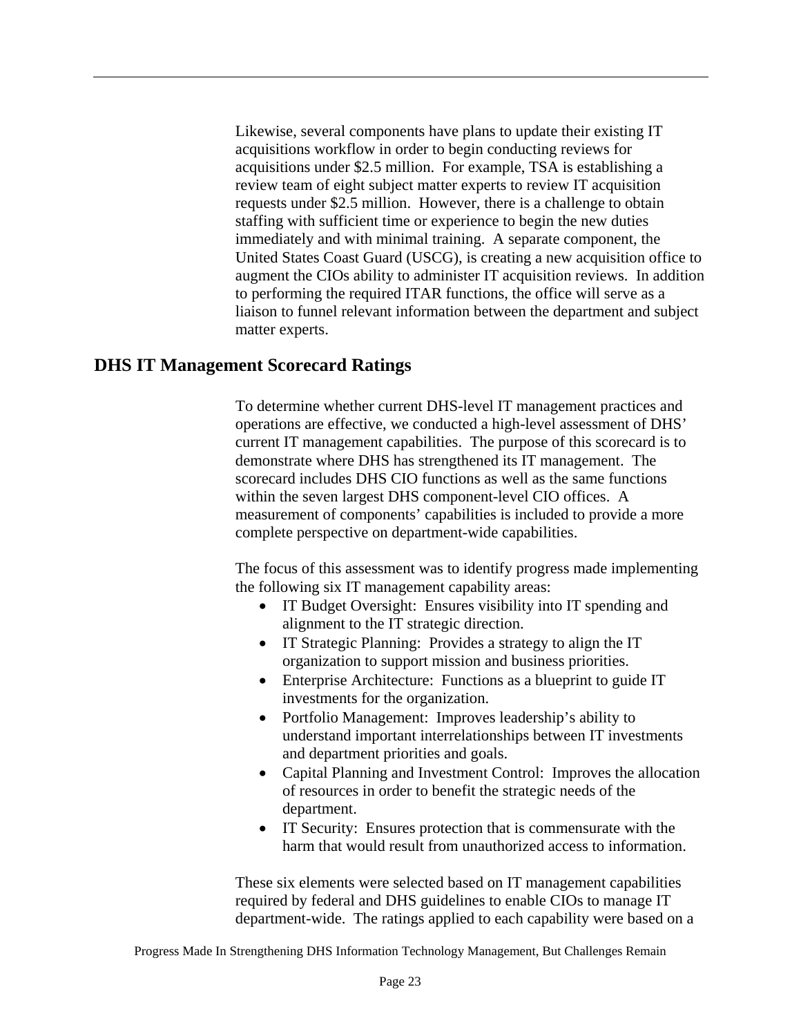Likewise, several components have plans to update their existing IT acquisitions workflow in order to begin conducting reviews for acquisitions under $2.5 million. For example, TSA is establishing a review team of eight subject matter experts to review IT acquisition requests under $2.5 million. However, there is a challenge to obtain staffing with sufficient time or experience to begin the new duties immediately and with minimal training. A separate component, the United States Coast Guard (USCG), is creating a new acquisition office to augment the CIOs ability to administer IT acquisition reviews. In addition to performing the required ITAR functions, the office will serve as a liaison to funnel relevant information between the department and subject matter experts.

## DHS IT Management Scorecard Ratings

To determine whether current DHS-level IT management practices and operations are effective, we conducted a high-level assessment of DHS' current IT management capabilities. The purpose of this scorecard is to demonstrate where DHS has strengthened its IT management. The scorecard includes DHS CIO functions as well as the same functions within the seven largest DHS component-level CIO offices. A measurement of components' capabilities is included to provide a more complete perspective on department-wide capabilities.

The focus of this assessment was to identify progress made implementing the following six IT management capability areas:

- IT Budget Oversight: Ensures visibility into IT spending and alignment to the IT strategic direction.
- IT Strategic Planning: Provides a strategy to align the IT organization to support mission and business priorities.
- Enterprise Architecture: Functions as a blueprint to guide IT investments for the organization.
- Portfolio Management: Improves leadership's ability to understand important interrelationships between IT investments and department priorities and goals.
- Capital Planning and Investment Control: Improves the allocation of resources in order to benefit the strategic needs of the department.
- IT Security: Ensures protection that is commensurate with the harm that would result from unauthorized access to information.

These six elements were selected based on IT management capabilities required by federal and DHS guidelines to enable CIOs to manage IT department-wide. The ratings applied to each capability were based on a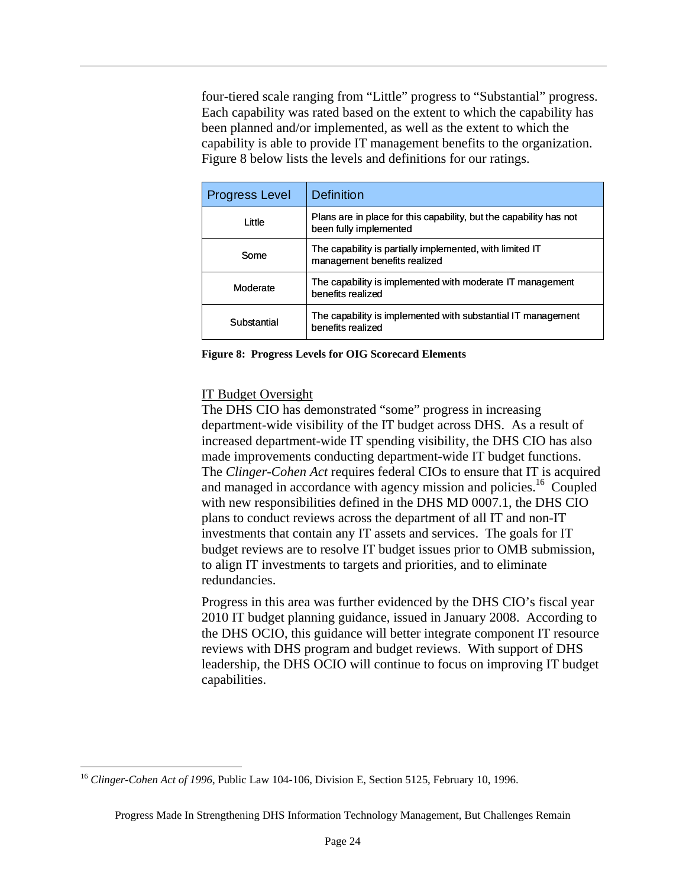four-tiered scale ranging from "Little" progress to "Substantial" progress. Each capability was rated based on the extent to which the capability has been planned and/or implemented, as well as the extent to which the capability is able to provide IT management benefits to the organization. Figure 8 below lists the levels and definitions for our ratings.

| Progress Level | Definition |
|---|---|
| Little | Plans are in place for this capability, but the capability has not been fully implemented |
| Some | The capability is partially implemented, with limited IT management benefits realized |
| Moderate | The capability is implemented with moderate IT management benefits realized |
| Substantial | The capability is implemented with substantial IT management benefits realized |

**Figure 8: Progress Levels for OIG Scorecard Elements**

IT Budget Oversight

The DHS CIO has demonstrated "some" progress in increasing department-wide visibility of the IT budget across DHS. As a result of increased department-wide IT spending visibility, the DHS CIO has also made improvements conducting department-wide IT budget functions. The *Clinger-Cohen Act* requires federal CIOs to ensure that IT is acquired and managed in accordance with agency mission and policies.[16] Coupled with new responsibilities defined in the DHS MD 0007.1, the DHS CIO plans to conduct reviews across the department of all IT and non-IT investments that contain any IT assets and services. The goals for IT budget reviews are to resolve IT budget issues prior to OMB submission, to align IT investments to targets and priorities, and to eliminate redundancies.

Progress in this area was further evidenced by the DHS CIO's fiscal year 2010 IT budget planning guidance, issued in January 2008. According to the DHS OCIO, this guidance will better integrate component IT resource reviews with DHS program and budget reviews. With support of DHS leadership, the DHS OCIO will continue to focus on improving IT budget capabilities.

[16] *Clinger-Cohen Act of 1996*, Public Law 104-106, Division E, Section 5125, February 10, 1996.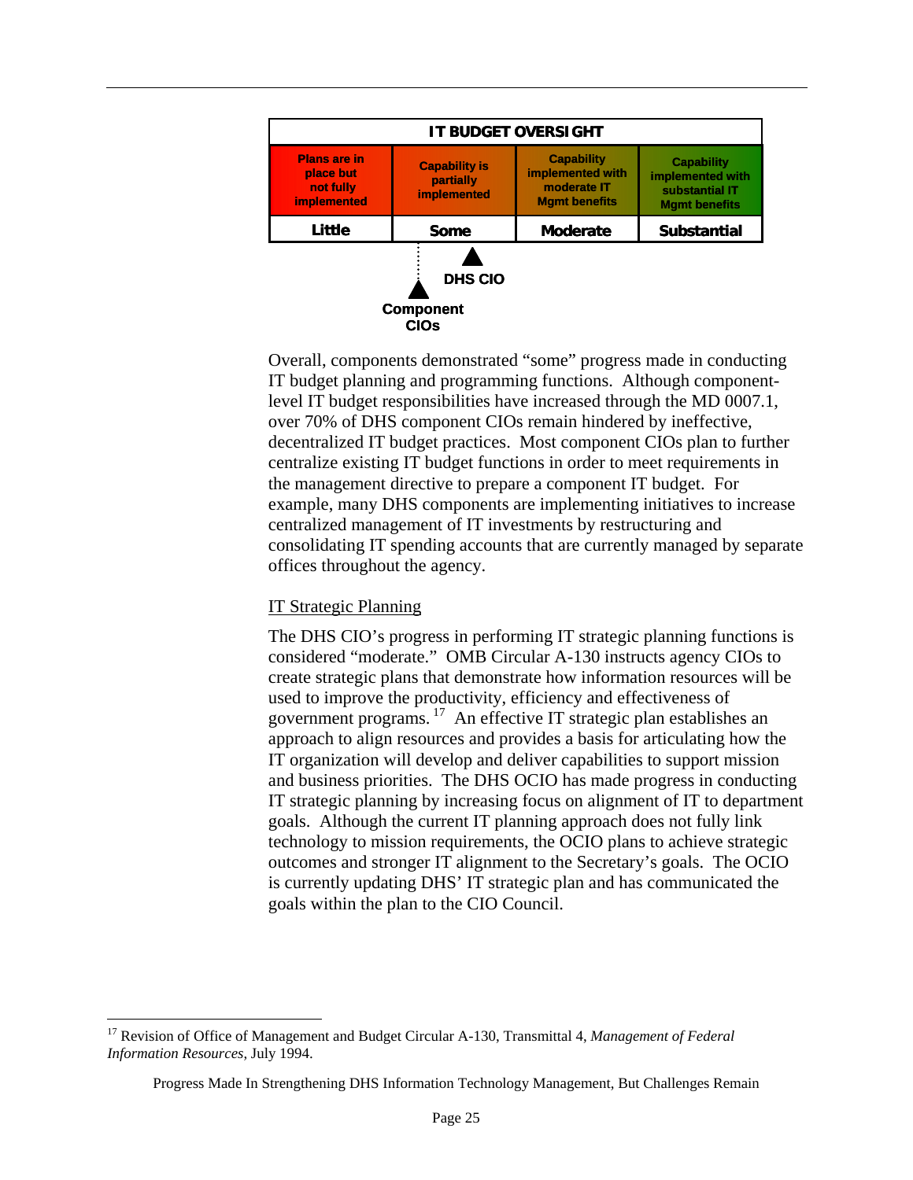| IT BUDGET OVERSIGHT | | | |
|---|---|---|---|
| Plans are in place but not fully implemented | Capability is partially implemented | Capability implemented with moderate IT Mgmt benefits | Capability implemented with substantial IT Mgmt benefits |
| Little | Some | Moderate | Substantial |

DHS CIO

Component CIOs

Overall, components demonstrated "some" progress made in conducting IT budget planning and programming functions. Although component-level IT budget responsibilities have increased through the MD 0007.1, over 70% of DHS component CIOs remain hindered by ineffective, decentralized IT budget practices. Most component CIOs plan to further centralize existing IT budget functions in order to meet requirements in the management directive to prepare a component IT budget. For example, many DHS components are implementing initiatives to increase centralized management of IT investments by restructuring and consolidating IT spending accounts that are currently managed by separate offices throughout the agency.

<u>IT Strategic Planning</u>

The DHS CIO's progress in performing IT strategic planning functions is considered "moderate." OMB Circular A-130 instructs agency CIOs to create strategic plans that demonstrate how information resources will be used to improve the productivity, efficiency and effectiveness of government programs.[17] An effective IT strategic plan establishes an approach to align resources and provides a basis for articulating how the IT organization will develop and deliver capabilities to support mission and business priorities. The DHS OCIO has made progress in conducting IT strategic planning by increasing focus on alignment of IT to department goals. Although the current IT planning approach does not fully link technology to mission requirements, the OCIO plans to achieve strategic outcomes and stronger IT alignment to the Secretary's goals. The OCIO is currently updating DHS' IT strategic plan and has communicated the goals within the plan to the CIO Council.

[17] Revision of Office of Management and Budget Circular A-130, Transmittal 4, *Management of Federal Information Resources*, July 1994.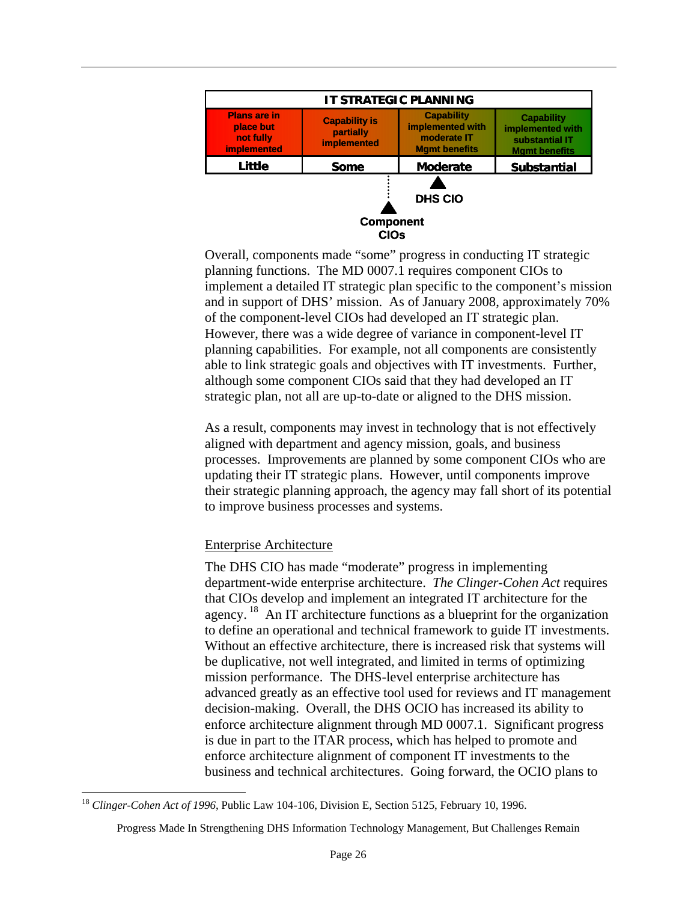| IT STRATEGIC PLANNING | | | |
|---|---|---|---|
| Plans are in place but not fully implemented | Capability is partially implemented | Capability implemented with moderate IT Mgmt benefits | Capability implemented with substantial IT Mgmt benefits |
| Little | Some | Moderate | Substantial |
| | Component CIOs | DHS CIO | |

Overall, components made "some" progress in conducting IT strategic planning functions. The MD 0007.1 requires component CIOs to implement a detailed IT strategic plan specific to the component's mission and in support of DHS' mission. As of January 2008, approximately 70% of the component-level CIOs had developed an IT strategic plan. However, there was a wide degree of variance in component-level IT planning capabilities. For example, not all components are consistently able to link strategic goals and objectives with IT investments. Further, although some component CIOs said that they had developed an IT strategic plan, not all are up-to-date or aligned to the DHS mission.

As a result, components may invest in technology that is not effectively aligned with department and agency mission, goals, and business processes. Improvements are planned by some component CIOs who are updating their IT strategic plans. However, until components improve their strategic planning approach, the agency may fall short of its potential to improve business processes and systems.

Enterprise Architecture

The DHS CIO has made "moderate" progress in implementing department-wide enterprise architecture. *The Clinger-Cohen Act* requires that CIOs develop and implement an integrated IT architecture for the agency.[18] An IT architecture functions as a blueprint for the organization to define an operational and technical framework to guide IT investments. Without an effective architecture, there is increased risk that systems will be duplicative, not well integrated, and limited in terms of optimizing mission performance. The DHS-level enterprise architecture has advanced greatly as an effective tool used for reviews and IT management decision-making. Overall, the DHS OCIO has increased its ability to enforce architecture alignment through MD 0007.1. Significant progress is due in part to the ITAR process, which has helped to promote and enforce architecture alignment of component IT investments to the business and technical architectures. Going forward, the OCIO plans to

[18] *Clinger-Cohen Act of 1996*, Public Law 104-106, Division E, Section 5125, February 10, 1996.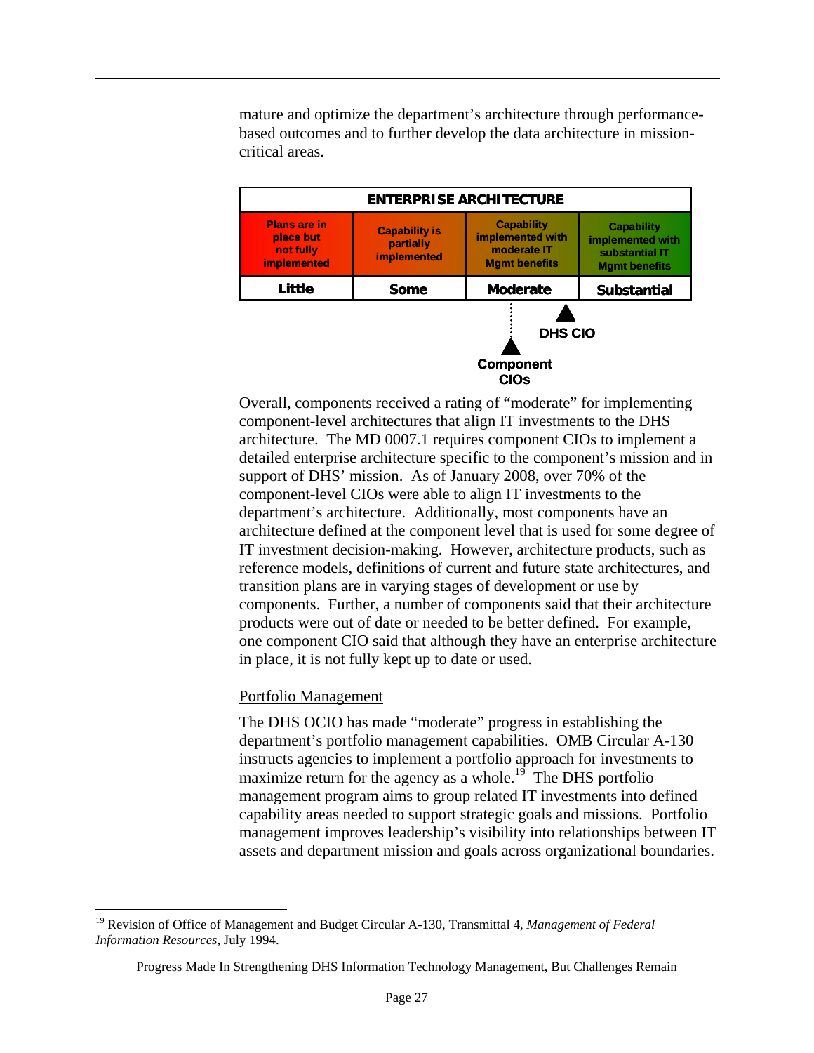mature and optimize the department's architecture through performance-based outcomes and to further develop the data architecture in mission-critical areas.

| ENTERPRISE ARCHITECTURE | | | |
|---|---|---|---|
| Plans are in place but not fully implemented | Capability is partially implemented | Capability implemented with moderate IT Mgmt benefits | Capability implemented with substantial IT Mgmt benefits |
| Little | Some | Moderate | Substantial |

DHS CIO

Component CIOs

Overall, components received a rating of "moderate" for implementing component-level architectures that align IT investments to the DHS architecture. The MD 0007.1 requires component CIOs to implement a detailed enterprise architecture specific to the component's mission and in support of DHS' mission. As of January 2008, over 70% of the component-level CIOs were able to align IT investments to the department's architecture. Additionally, most components have an architecture defined at the component level that is used for some degree of IT investment decision-making. However, architecture products, such as reference models, definitions of current and future state architectures, and transition plans are in varying stages of development or use by components. Further, a number of components said that their architecture products were out of date or needed to be better defined. For example, one component CIO said that although they have an enterprise architecture in place, it is not fully kept up to date or used.

Portfolio Management

The DHS OCIO has made "moderate" progress in establishing the department's portfolio management capabilities. OMB Circular A-130 instructs agencies to implement a portfolio approach for investments to maximize return for the agency as a whole.[19] The DHS portfolio management program aims to group related IT investments into defined capability areas needed to support strategic goals and missions. Portfolio management improves leadership's visibility into relationships between IT assets and department mission and goals across organizational boundaries.

[19] Revision of Office of Management and Budget Circular A-130, Transmittal 4, *Management of Federal Information Resources*, July 1994.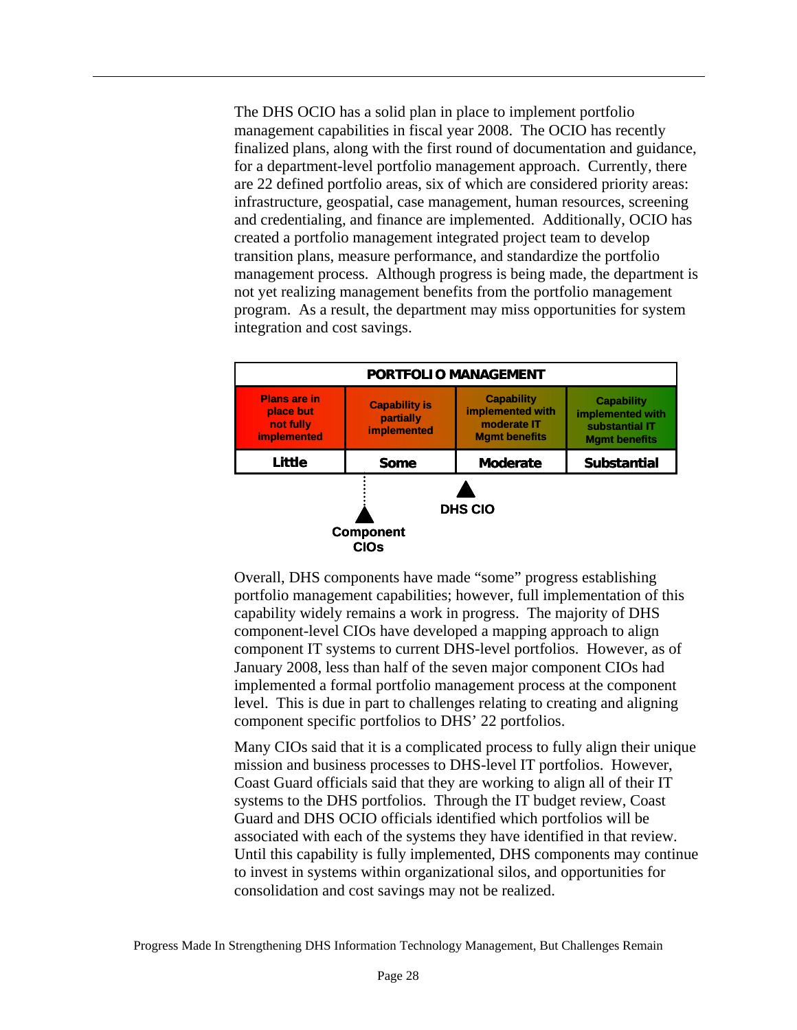The DHS OCIO has a solid plan in place to implement portfolio management capabilities in fiscal year 2008. The OCIO has recently finalized plans, along with the first round of documentation and guidance, for a department-level portfolio management approach. Currently, there are 22 defined portfolio areas, six of which are considered priority areas: infrastructure, geospatial, case management, human resources, screening and credentialing, and finance are implemented. Additionally, OCIO has created a portfolio management integrated project team to develop transition plans, measure performance, and standardize the portfolio management process. Although progress is being made, the department is not yet realizing management benefits from the portfolio management program. As a result, the department may miss opportunities for system integration and cost savings.

| PORTFOLIO MANAGEMENT | | | |
|---|---|---|---|
| Plans are in place but not fully implemented | Capability is partially implemented | Capability implemented with moderate IT Mgmt benefits | Capability implemented with substantial IT Mgmt benefits |
| Little | Some | Moderate | Substantial |

Component CIOs: between Little and Some (dotted marker)

DHS CIO: between Some and Moderate

Overall, DHS components have made "some" progress establishing portfolio management capabilities; however, full implementation of this capability widely remains a work in progress. The majority of DHS component-level CIOs have developed a mapping approach to align component IT systems to current DHS-level portfolios. However, as of January 2008, less than half of the seven major component CIOs had implemented a formal portfolio management process at the component level. This is due in part to challenges relating to creating and aligning component specific portfolios to DHS' 22 portfolios.

Many CIOs said that it is a complicated process to fully align their unique mission and business processes to DHS-level IT portfolios. However, Coast Guard officials said that they are working to align all of their IT systems to the DHS portfolios. Through the IT budget review, Coast Guard and DHS OCIO officials identified which portfolios will be associated with each of the systems they have identified in that review. Until this capability is fully implemented, DHS components may continue to invest in systems within organizational silos, and opportunities for consolidation and cost savings may not be realized.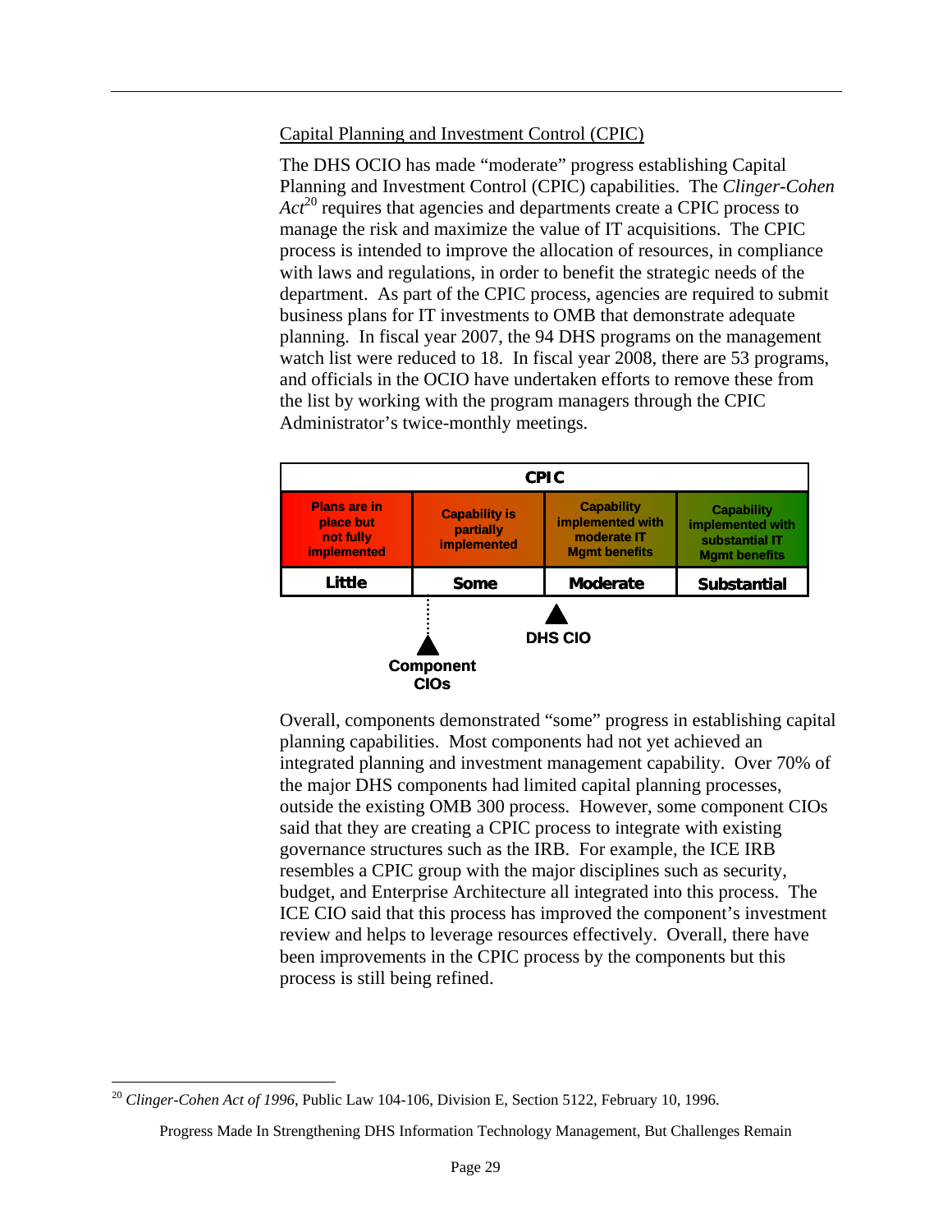Capital Planning and Investment Control (CPIC)

The DHS OCIO has made "moderate" progress establishing Capital Planning and Investment Control (CPIC) capabilities. The *Clinger-Cohen Act*[20] requires that agencies and departments create a CPIC process to manage the risk and maximize the value of IT acquisitions. The CPIC process is intended to improve the allocation of resources, in compliance with laws and regulations, in order to benefit the strategic needs of the department. As part of the CPIC process, agencies are required to submit business plans for IT investments to OMB that demonstrate adequate planning. In fiscal year 2007, the 94 DHS programs on the management watch list were reduced to 18. In fiscal year 2008, there are 53 programs, and officials in the OCIO have undertaken efforts to remove these from the list by working with the program managers through the CPIC Administrator's twice-monthly meetings.

| CPIC | | | |
|---|---|---|---|
| Plans are in place but not fully implemented | Capability is partially implemented | Capability implemented with moderate IT Mgmt benefits | Capability implemented with substantial IT Mgmt benefits |
| Little | Some | Moderate | Substantial |
| | Component CIOs | DHS CIO | |

Overall, components demonstrated "some" progress in establishing capital planning capabilities. Most components had not yet achieved an integrated planning and investment management capability. Over 70% of the major DHS components had limited capital planning processes, outside the existing OMB 300 process. However, some component CIOs said that they are creating a CPIC process to integrate with existing governance structures such as the IRB. For example, the ICE IRB resembles a CPIC group with the major disciplines such as security, budget, and Enterprise Architecture all integrated into this process. The ICE CIO said that this process has improved the component's investment review and helps to leverage resources effectively. Overall, there have been improvements in the CPIC process by the components but this process is still being refined.

[20] *Clinger-Cohen Act of 1996*, Public Law 104-106, Division E, Section 5122, February 10, 1996.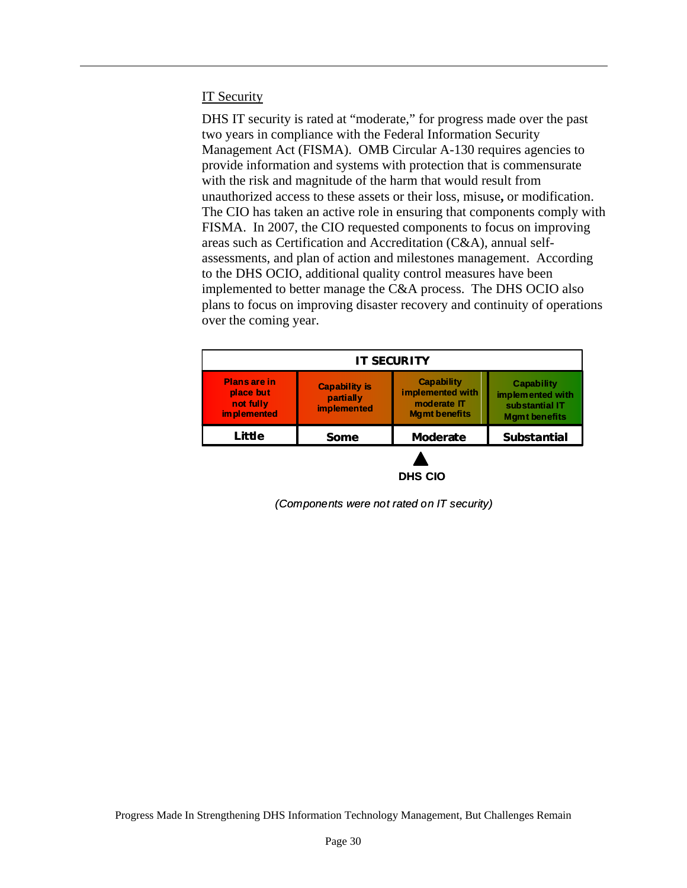## IT Security

DHS IT security is rated at "moderate," for progress made over the past two years in compliance with the Federal Information Security Management Act (FISMA). OMB Circular A-130 requires agencies to provide information and systems with protection that is commensurate with the risk and magnitude of the harm that would result from unauthorized access to these assets or their loss, misuse, or modification. The CIO has taken an active role in ensuring that components comply with FISMA. In 2007, the CIO requested components to focus on improving areas such as Certification and Accreditation (C&A), annual self-assessments, and plan of action and milestones management. According to the DHS OCIO, additional quality control measures have been implemented to better manage the C&A process. The DHS OCIO also plans to focus on improving disaster recovery and continuity of operations over the coming year.

| IT SECURITY | | | |
|---|---|---|---|
| Plans are in place but not fully implemented | Capability is partially implemented | Capability implemented with moderate IT Mgmt benefits | Capability implemented with substantial IT Mgmt benefits |
| **Little** | **Some** | **Moderate** | **Substantial** |
| | | ▲ DHS CIO | |

*(Components were not rated on IT security)*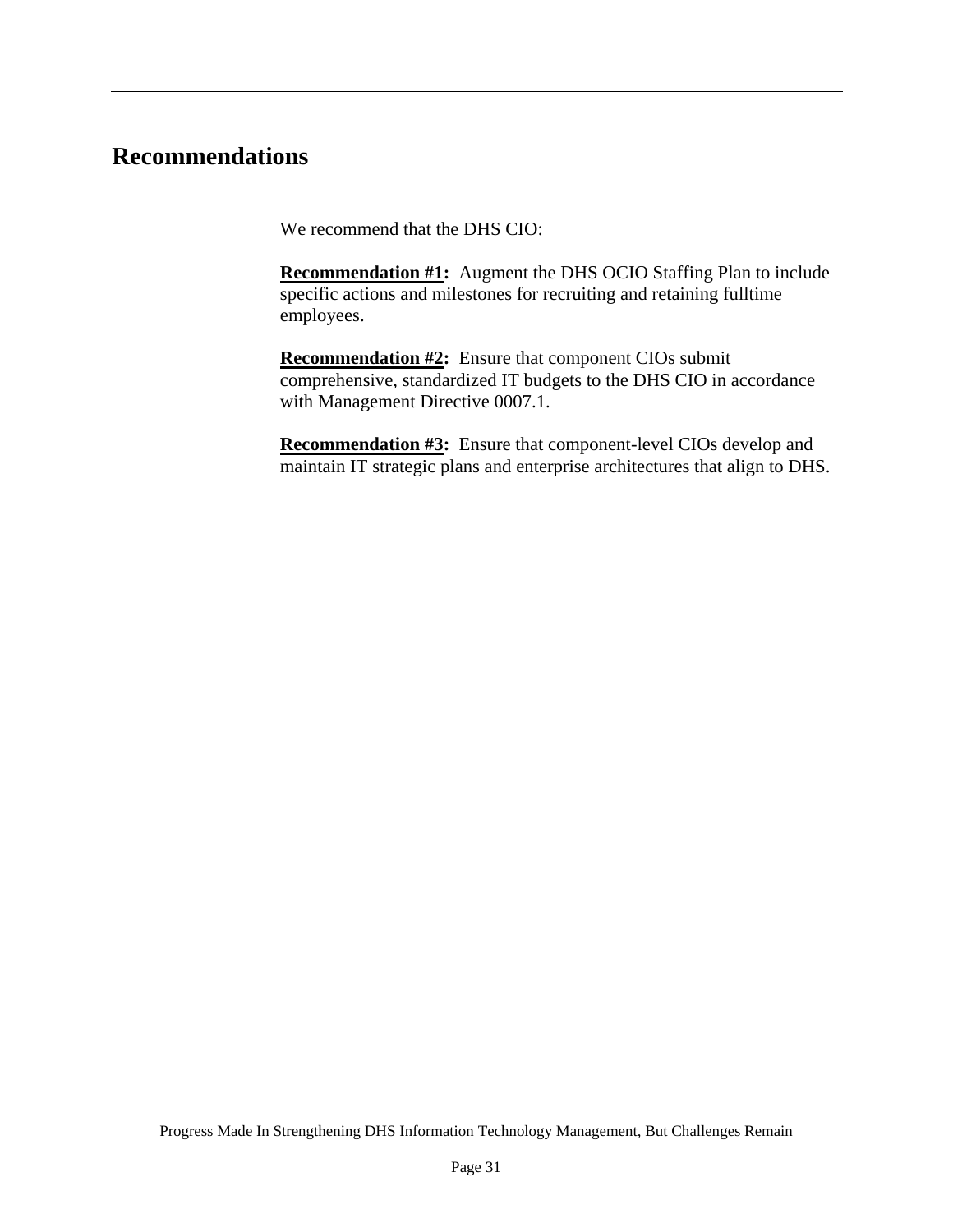## Recommendations

We recommend that the DHS CIO:

**Recommendation #1:** Augment the DHS OCIO Staffing Plan to include specific actions and milestones for recruiting and retaining fulltime employees.

**Recommendation #2:** Ensure that component CIOs submit comprehensive, standardized IT budgets to the DHS CIO in accordance with Management Directive 0007.1.

**Recommendation #3:** Ensure that component-level CIOs develop and maintain IT strategic plans and enterprise architectures that align to DHS.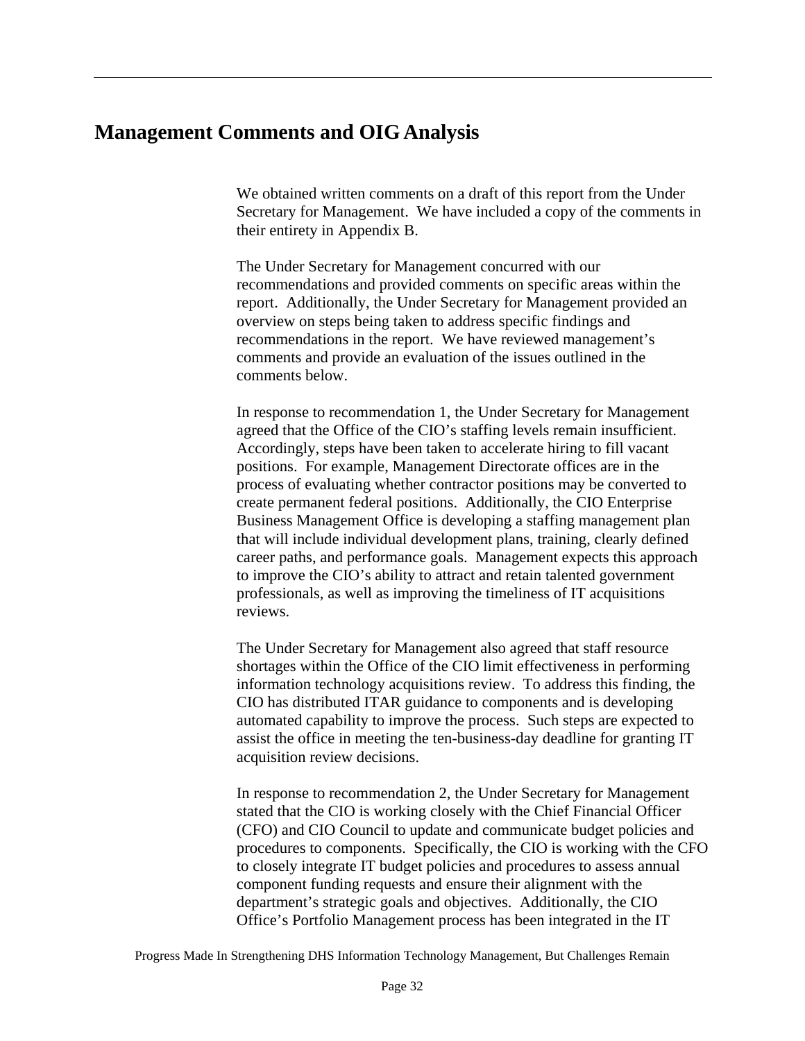## Management Comments and OIG Analysis

We obtained written comments on a draft of this report from the Under Secretary for Management. We have included a copy of the comments in their entirety in Appendix B.

The Under Secretary for Management concurred with our recommendations and provided comments on specific areas within the report. Additionally, the Under Secretary for Management provided an overview on steps being taken to address specific findings and recommendations in the report. We have reviewed management's comments and provide an evaluation of the issues outlined in the comments below.

In response to recommendation 1, the Under Secretary for Management agreed that the Office of the CIO's staffing levels remain insufficient. Accordingly, steps have been taken to accelerate hiring to fill vacant positions. For example, Management Directorate offices are in the process of evaluating whether contractor positions may be converted to create permanent federal positions. Additionally, the CIO Enterprise Business Management Office is developing a staffing management plan that will include individual development plans, training, clearly defined career paths, and performance goals. Management expects this approach to improve the CIO's ability to attract and retain talented government professionals, as well as improving the timeliness of IT acquisitions reviews.

The Under Secretary for Management also agreed that staff resource shortages within the Office of the CIO limit effectiveness in performing information technology acquisitions review. To address this finding, the CIO has distributed ITAR guidance to components and is developing automated capability to improve the process. Such steps are expected to assist the office in meeting the ten-business-day deadline for granting IT acquisition review decisions.

In response to recommendation 2, the Under Secretary for Management stated that the CIO is working closely with the Chief Financial Officer (CFO) and CIO Council to update and communicate budget policies and procedures to components. Specifically, the CIO is working with the CFO to closely integrate IT budget policies and procedures to assess annual component funding requests and ensure their alignment with the department's strategic goals and objectives. Additionally, the CIO Office's Portfolio Management process has been integrated in the IT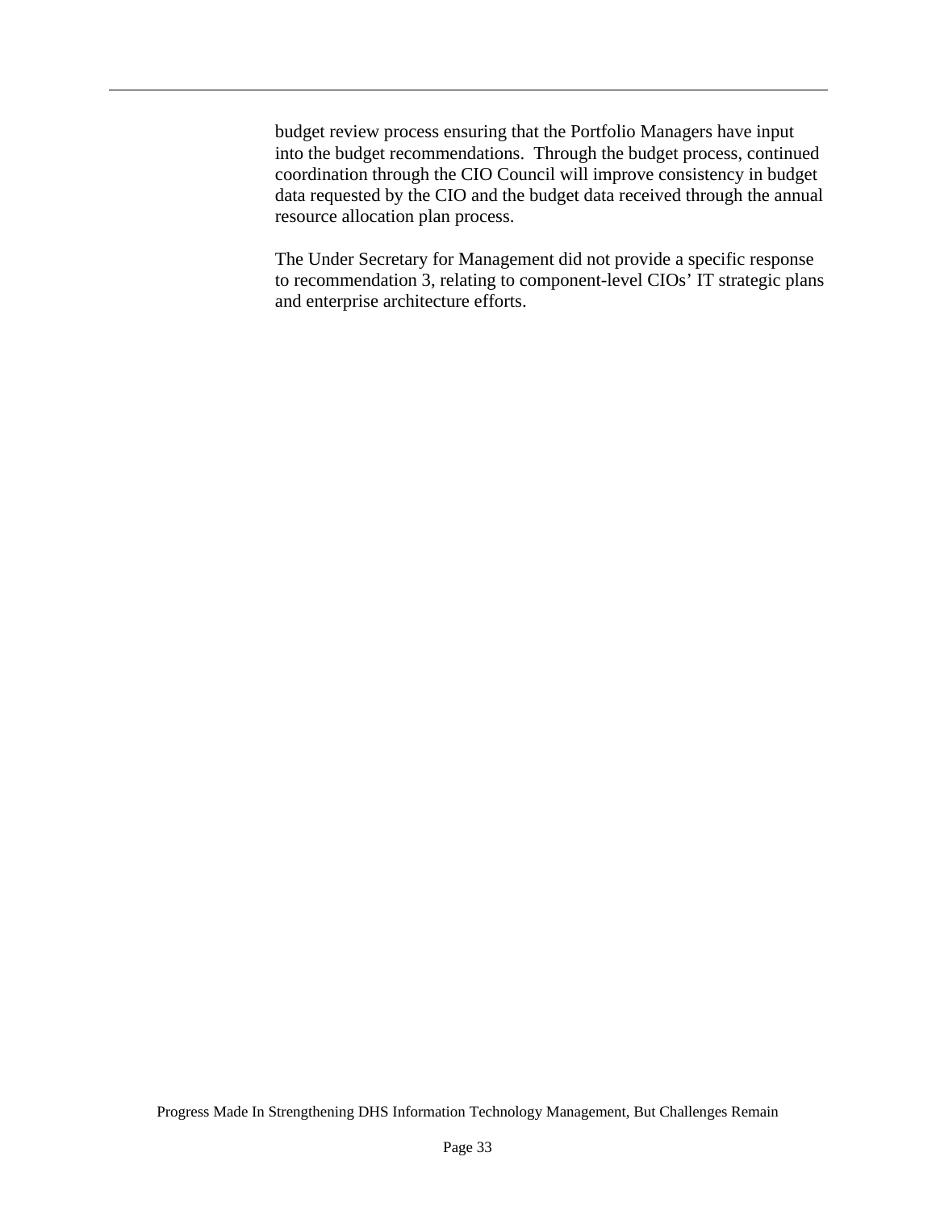budget review process ensuring that the Portfolio Managers have input into the budget recommendations. Through the budget process, continued coordination through the CIO Council will improve consistency in budget data requested by the CIO and the budget data received through the annual resource allocation plan process.

The Under Secretary for Management did not provide a specific response to recommendation 3, relating to component-level CIOs' IT strategic plans and enterprise architecture efforts.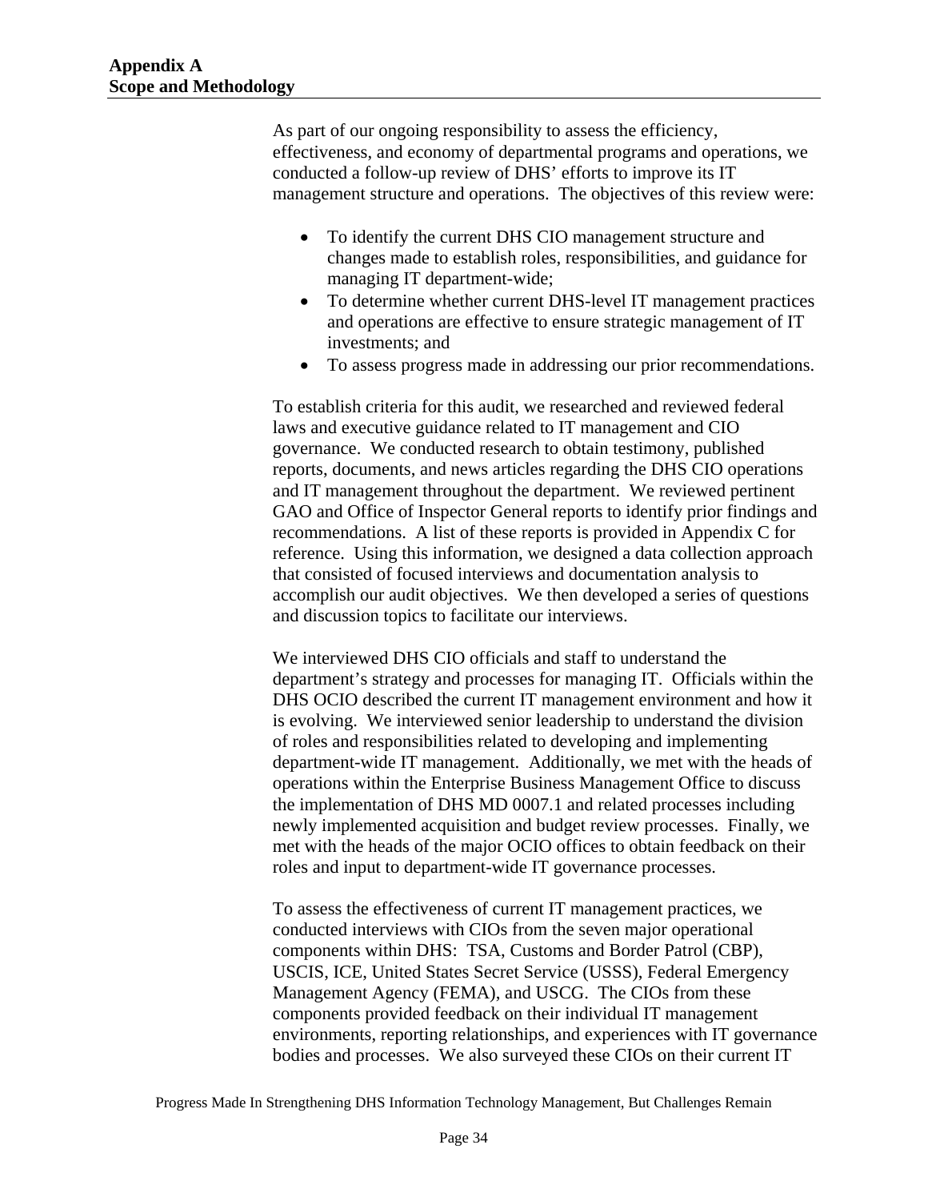# Appendix A
# Scope and Methodology

As part of our ongoing responsibility to assess the efficiency, effectiveness, and economy of departmental programs and operations, we conducted a follow-up review of DHS' efforts to improve its IT management structure and operations. The objectives of this review were:

- To identify the current DHS CIO management structure and changes made to establish roles, responsibilities, and guidance for managing IT department-wide;
- To determine whether current DHS-level IT management practices and operations are effective to ensure strategic management of IT investments; and
- To assess progress made in addressing our prior recommendations.

To establish criteria for this audit, we researched and reviewed federal laws and executive guidance related to IT management and CIO governance. We conducted research to obtain testimony, published reports, documents, and news articles regarding the DHS CIO operations and IT management throughout the department. We reviewed pertinent GAO and Office of Inspector General reports to identify prior findings and recommendations. A list of these reports is provided in Appendix C for reference. Using this information, we designed a data collection approach that consisted of focused interviews and documentation analysis to accomplish our audit objectives. We then developed a series of questions and discussion topics to facilitate our interviews.

We interviewed DHS CIO officials and staff to understand the department's strategy and processes for managing IT. Officials within the DHS OCIO described the current IT management environment and how it is evolving. We interviewed senior leadership to understand the division of roles and responsibilities related to developing and implementing department-wide IT management. Additionally, we met with the heads of operations within the Enterprise Business Management Office to discuss the implementation of DHS MD 0007.1 and related processes including newly implemented acquisition and budget review processes. Finally, we met with the heads of the major OCIO offices to obtain feedback on their roles and input to department-wide IT governance processes.

To assess the effectiveness of current IT management practices, we conducted interviews with CIOs from the seven major operational components within DHS: TSA, Customs and Border Patrol (CBP), USCIS, ICE, United States Secret Service (USSS), Federal Emergency Management Agency (FEMA), and USCG. The CIOs from these components provided feedback on their individual IT management environments, reporting relationships, and experiences with IT governance bodies and processes. We also surveyed these CIOs on their current IT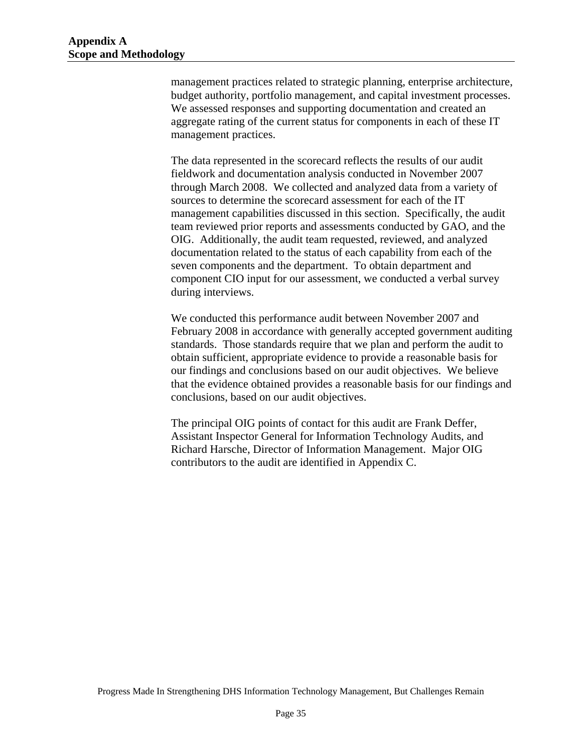management practices related to strategic planning, enterprise architecture, budget authority, portfolio management, and capital investment processes. We assessed responses and supporting documentation and created an aggregate rating of the current status for components in each of these IT management practices.

The data represented in the scorecard reflects the results of our audit fieldwork and documentation analysis conducted in November 2007 through March 2008. We collected and analyzed data from a variety of sources to determine the scorecard assessment for each of the IT management capabilities discussed in this section. Specifically, the audit team reviewed prior reports and assessments conducted by GAO, and the OIG. Additionally, the audit team requested, reviewed, and analyzed documentation related to the status of each capability from each of the seven components and the department. To obtain department and component CIO input for our assessment, we conducted a verbal survey during interviews.

We conducted this performance audit between November 2007 and February 2008 in accordance with generally accepted government auditing standards. Those standards require that we plan and perform the audit to obtain sufficient, appropriate evidence to provide a reasonable basis for our findings and conclusions based on our audit objectives. We believe that the evidence obtained provides a reasonable basis for our findings and conclusions, based on our audit objectives.

The principal OIG points of contact for this audit are Frank Deffer, Assistant Inspector General for Information Technology Audits, and Richard Harsche, Director of Information Management. Major OIG contributors to the audit are identified in Appendix C.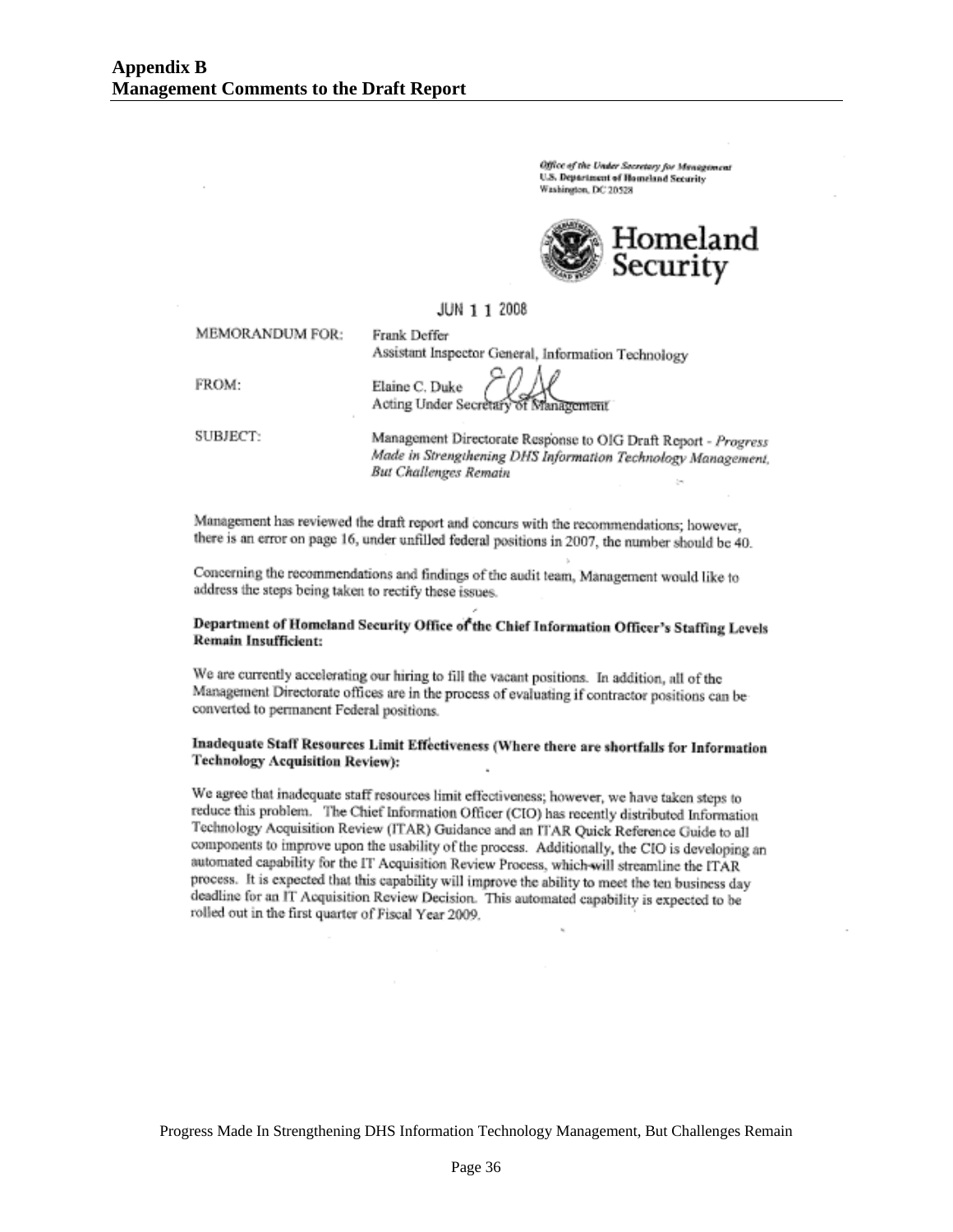# Appendix B
# Management Comments to the Draft Report

Office of the Under Secretary for Management
U.S. Department of Homeland Security
Washington, DC 20528

Homeland Security

JUN 1 1 2008

MEMORANDUM FOR: Frank Deffer
Assistant Inspector General, Information Technology

FROM: Elaine C. Duke
Acting Under Secretary of Management

SUBJECT: Management Directorate Response to OIG Draft Report - *Progress Made in Strengthening DHS Information Technology Management, But Challenges Remain*

Management has reviewed the draft report and concurs with the recommendations; however, there is an error on page 16, under unfilled federal positions in 2007, the number should be 40.

Concerning the recommendations and findings of the audit team, Management would like to address the steps being taken to rectify these issues.

**Department of Homeland Security Office of the Chief Information Officer's Staffing Levels Remain Insufficient:**

We are currently accelerating our hiring to fill the vacant positions. In addition, all of the Management Directorate offices are in the process of evaluating if contractor positions can be converted to permanent Federal positions.

**Inadequate Staff Resources Limit Effectiveness (Where there are shortfalls for Information Technology Acquisition Review):**

We agree that inadequate staff resources limit effectiveness; however, we have taken steps to reduce this problem. The Chief Information Officer (CIO) has recently distributed Information Technology Acquisition Review (ITAR) Guidance and an ITAR Quick Reference Guide to all components to improve upon the usability of the process. Additionally, the CIO is developing an automated capability for the IT Acquisition Review Process, which will streamline the ITAR process. It is expected that this capability will improve the ability to meet the ten business day deadline for an IT Acquisition Review Decision. This automated capability is expected to be rolled out in the first quarter of Fiscal Year 2009.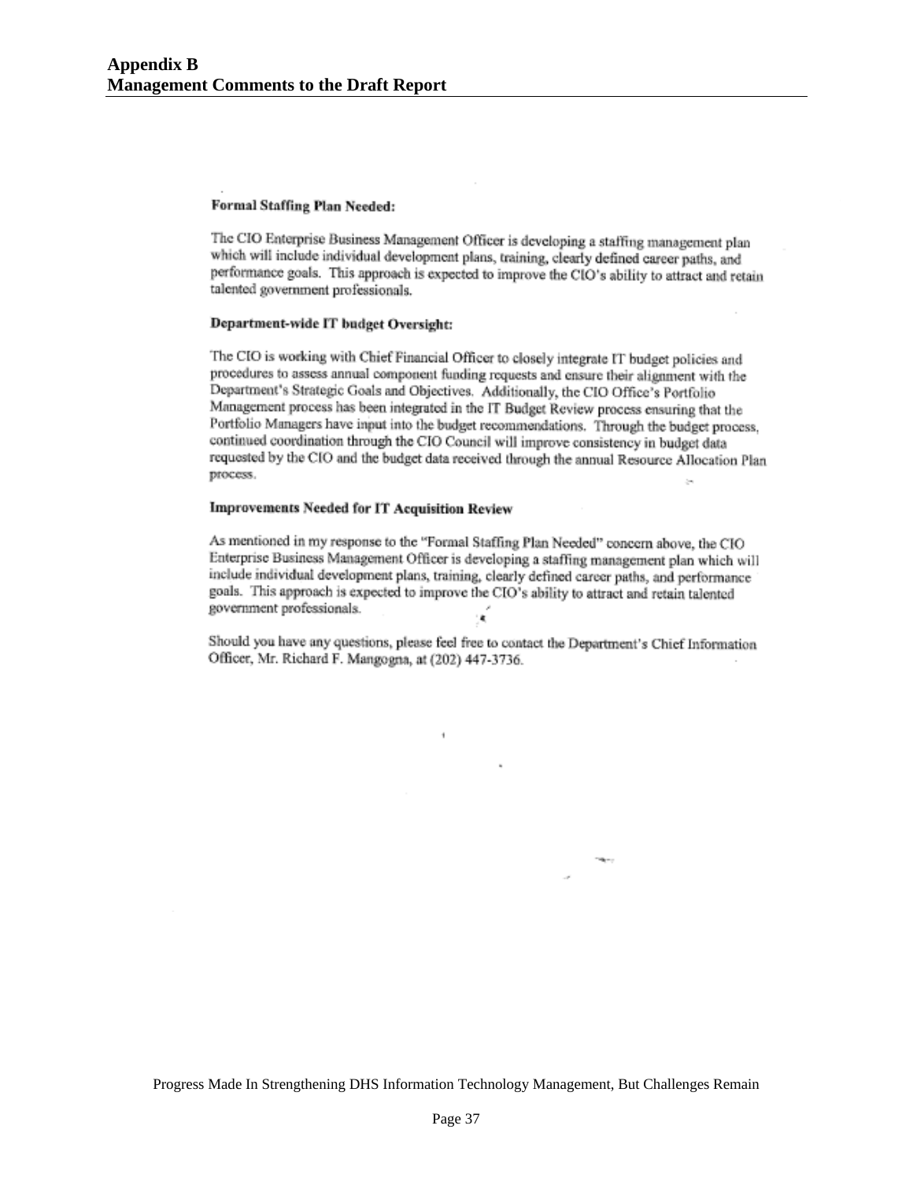## Appendix B
## Management Comments to the Draft Report

**Formal Staffing Plan Needed:**

The CIO Enterprise Business Management Officer is developing a staffing management plan which will include individual development plans, training, clearly defined career paths, and performance goals. This approach is expected to improve the CIO's ability to attract and retain talented government professionals.

**Department-wide IT budget Oversight:**

The CIO is working with Chief Financial Officer to closely integrate IT budget policies and procedures to assess annual component funding requests and ensure their alignment with the Department's Strategic Goals and Objectives. Additionally, the CIO Office's Portfolio Management process has been integrated in the IT Budget Review process ensuring that the Portfolio Managers have input into the budget recommendations. Through the budget process, continued coordination through the CIO Council will improve consistency in budget data requested by the CIO and the budget data received through the annual Resource Allocation Plan process.

**Improvements Needed for IT Acquisition Review**

As mentioned in my response to the "Formal Staffing Plan Needed" concern above, the CIO Enterprise Business Management Officer is developing a staffing management plan which will include individual development plans, training, clearly defined career paths, and performance goals. This approach is expected to improve the CIO's ability to attract and retain talented government professionals.

Should you have any questions, please feel free to contact the Department's Chief Information Officer, Mr. Richard F. Mangogna, at (202) 447-3736.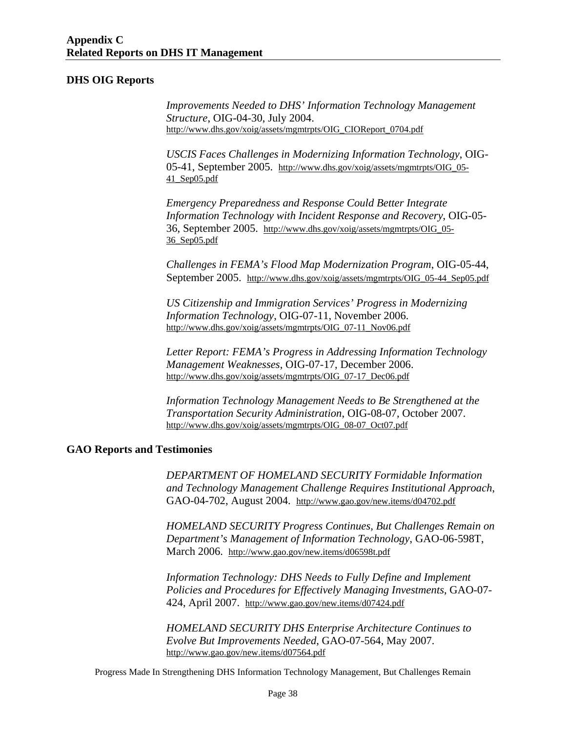# Appendix C
# Related Reports on DHS IT Management

## DHS OIG Reports

*Improvements Needed to DHS' Information Technology Management Structure*, OIG-04-30, July 2004. http://www.dhs.gov/xoig/assets/mgmtrpts/OIG_CIOReport_0704.pdf

*USCIS Faces Challenges in Modernizing Information Technology*, OIG-05-41, September 2005. http://www.dhs.gov/xoig/assets/mgmtrpts/OIG_05-41_Sep05.pdf

*Emergency Preparedness and Response Could Better Integrate Information Technology with Incident Response and Recovery*, OIG-05-36, September 2005. http://www.dhs.gov/xoig/assets/mgmtrpts/OIG_05-36_Sep05.pdf

*Challenges in FEMA's Flood Map Modernization Program*, OIG-05-44, September 2005. http://www.dhs.gov/xoig/assets/mgmtrpts/OIG_05-44_Sep05.pdf

*US Citizenship and Immigration Services' Progress in Modernizing Information Technology*, OIG-07-11, November 2006. http://www.dhs.gov/xoig/assets/mgmtrpts/OIG_07-11_Nov06.pdf

*Letter Report: FEMA's Progress in Addressing Information Technology Management Weaknesses*, OIG-07-17, December 2006. http://www.dhs.gov/xoig/assets/mgmtrpts/OIG_07-17_Dec06.pdf

*Information Technology Management Needs to Be Strengthened at the Transportation Security Administration*, OIG-08-07, October 2007. http://www.dhs.gov/xoig/assets/mgmtrpts/OIG_08-07_Oct07.pdf

## GAO Reports and Testimonies

*DEPARTMENT OF HOMELAND SECURITY Formidable Information and Technology Management Challenge Requires Institutional Approach*, GAO-04-702, August 2004. http://www.gao.gov/new.items/d04702.pdf

*HOMELAND SECURITY Progress Continues, But Challenges Remain on Department's Management of Information Technology*, GAO-06-598T, March 2006. http://www.gao.gov/new.items/d06598t.pdf

*Information Technology: DHS Needs to Fully Define and Implement Policies and Procedures for Effectively Managing Investments*, GAO-07-424, April 2007. http://www.gao.gov/new.items/d07424.pdf

*HOMELAND SECURITY DHS Enterprise Architecture Continues to Evolve But Improvements Needed*, GAO-07-564, May 2007. http://www.gao.gov/new.items/d07564.pdf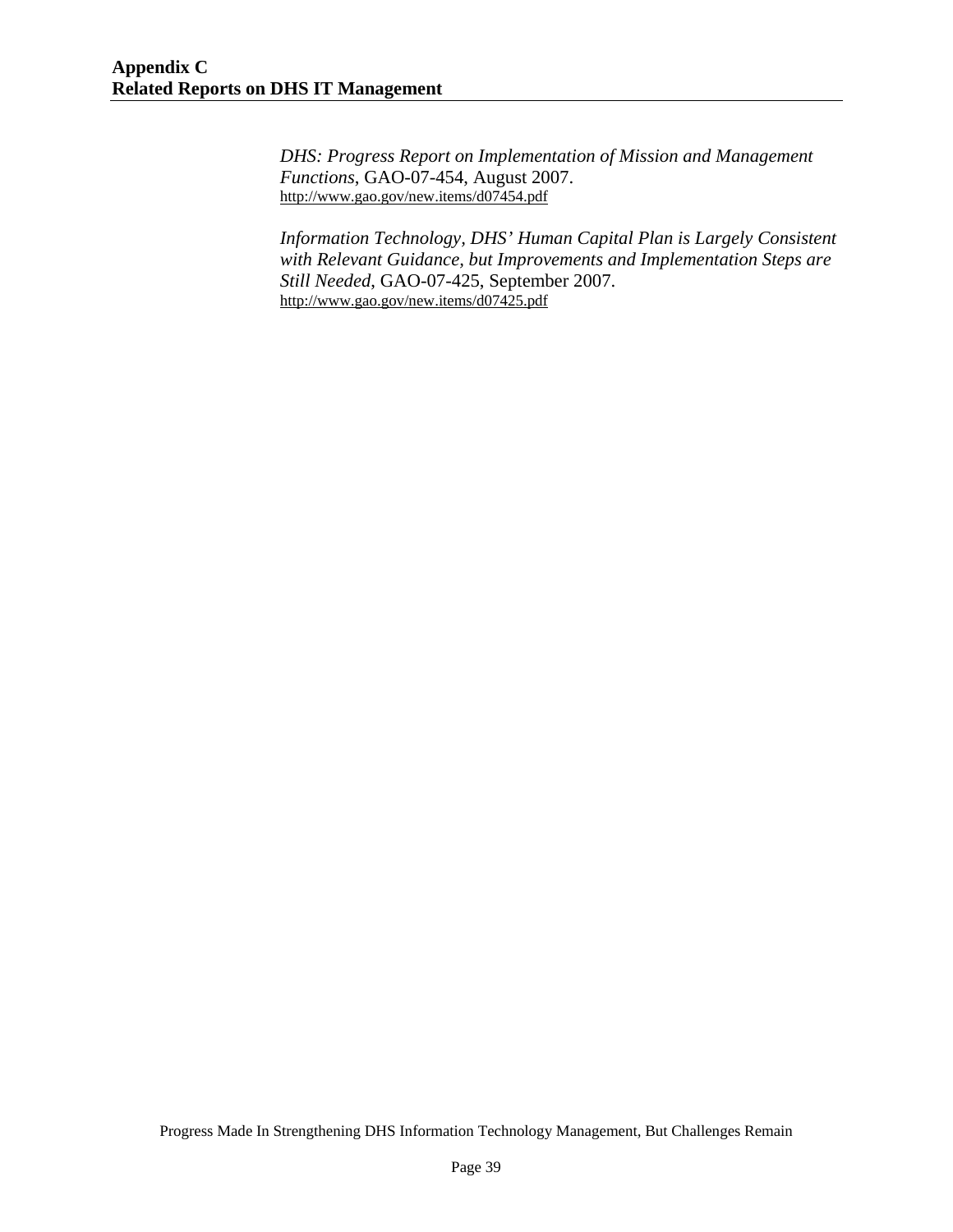# Appendix C
# Related Reports on DHS IT Management

*DHS: Progress Report on Implementation of Mission and Management Functions*, GAO-07-454, August 2007.
http://www.gao.gov/new.items/d07454.pdf

*Information Technology, DHS' Human Capital Plan is Largely Consistent with Relevant Guidance, but Improvements and Implementation Steps are Still Needed*, GAO-07-425, September 2007.
http://www.gao.gov/new.items/d07425.pdf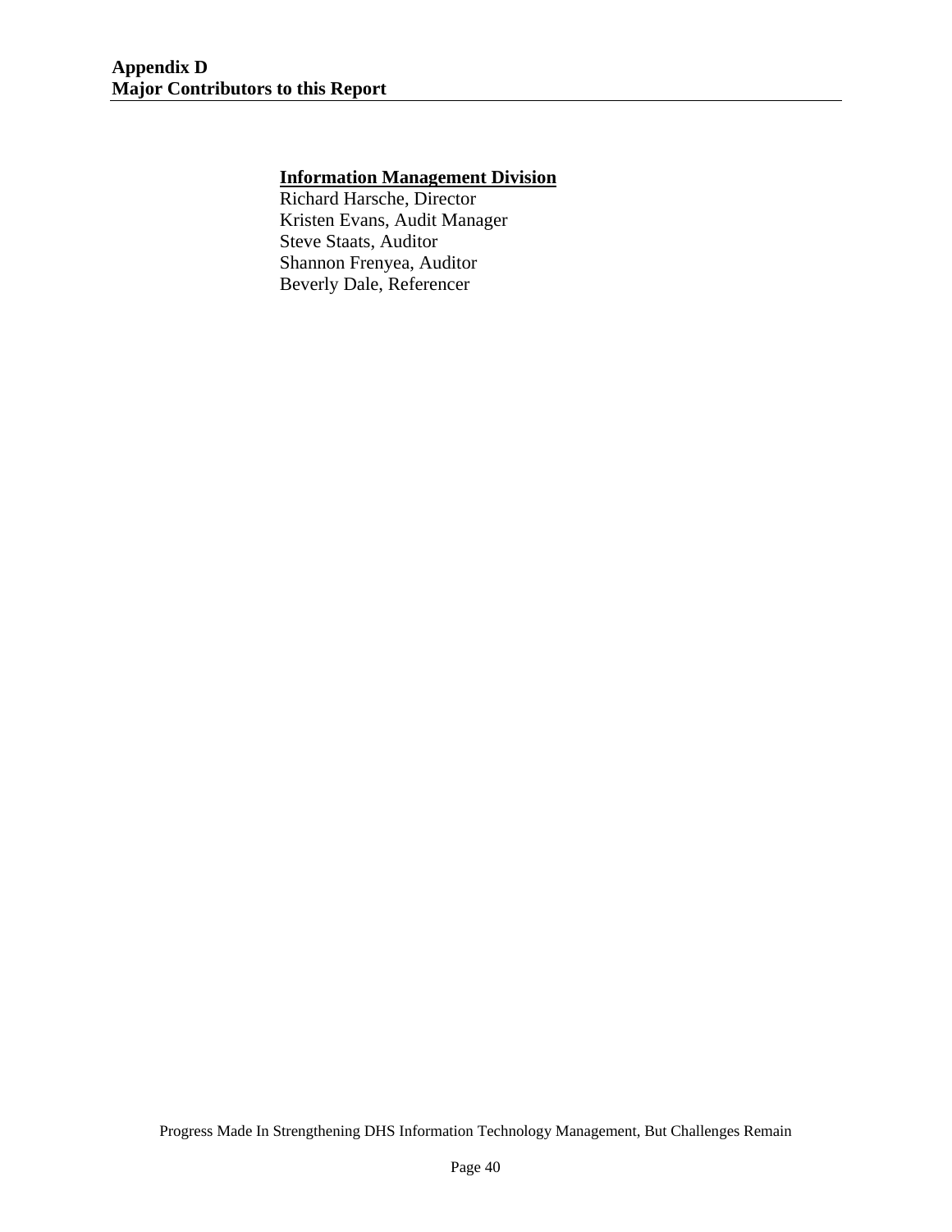# Appendix D
# Major Contributors to this Report

**Information Management Division**

Richard Harsche, Director
Kristen Evans, Audit Manager
Steve Staats, Auditor
Shannon Frenyea, Auditor
Beverly Dale, Referencer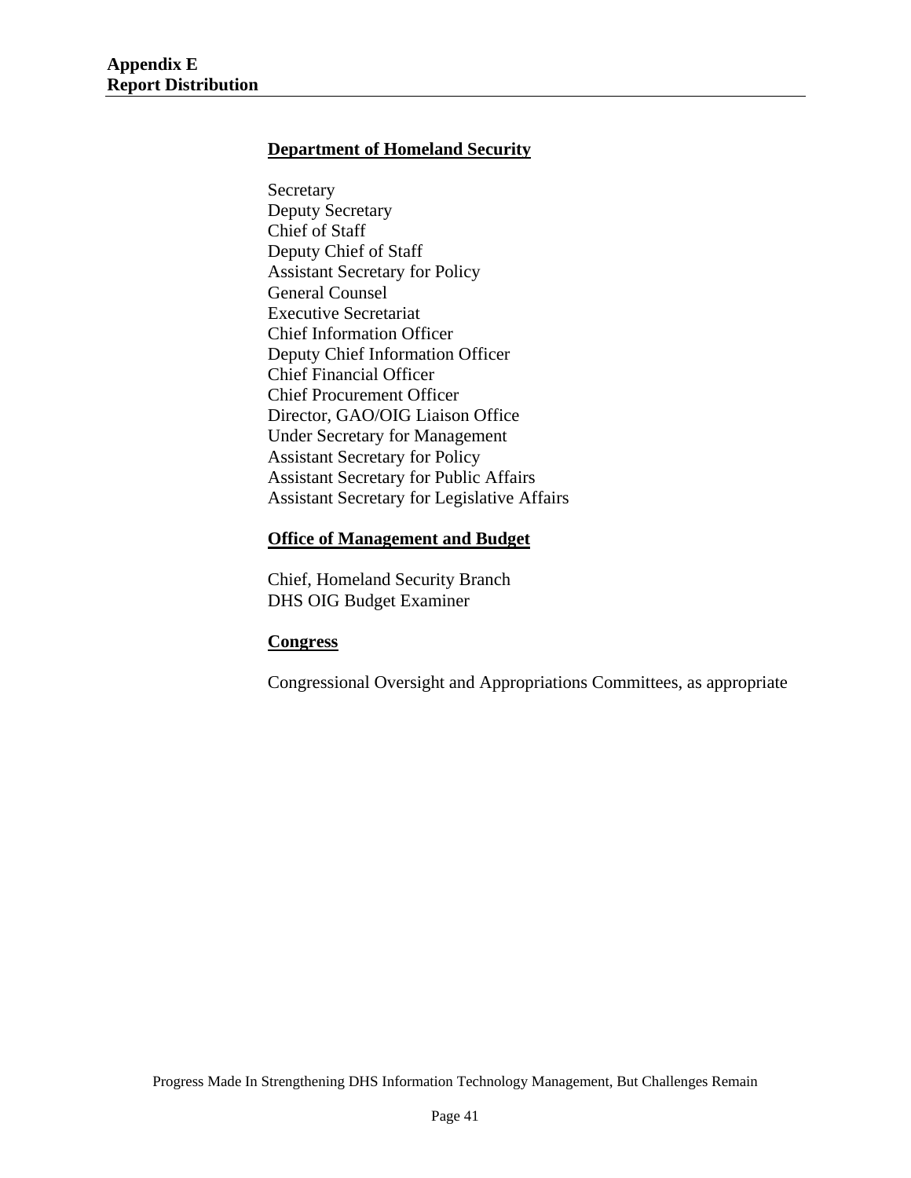# Appendix E
# Report Distribution

## Department of Homeland Security

Secretary
Deputy Secretary
Chief of Staff
Deputy Chief of Staff
Assistant Secretary for Policy
General Counsel
Executive Secretariat
Chief Information Officer
Deputy Chief Information Officer
Chief Financial Officer
Chief Procurement Officer
Director, GAO/OIG Liaison Office
Under Secretary for Management
Assistant Secretary for Policy
Assistant Secretary for Public Affairs
Assistant Secretary for Legislative Affairs

## Office of Management and Budget

Chief, Homeland Security Branch
DHS OIG Budget Examiner

## Congress

Congressional Oversight and Appropriations Committees, as appropriate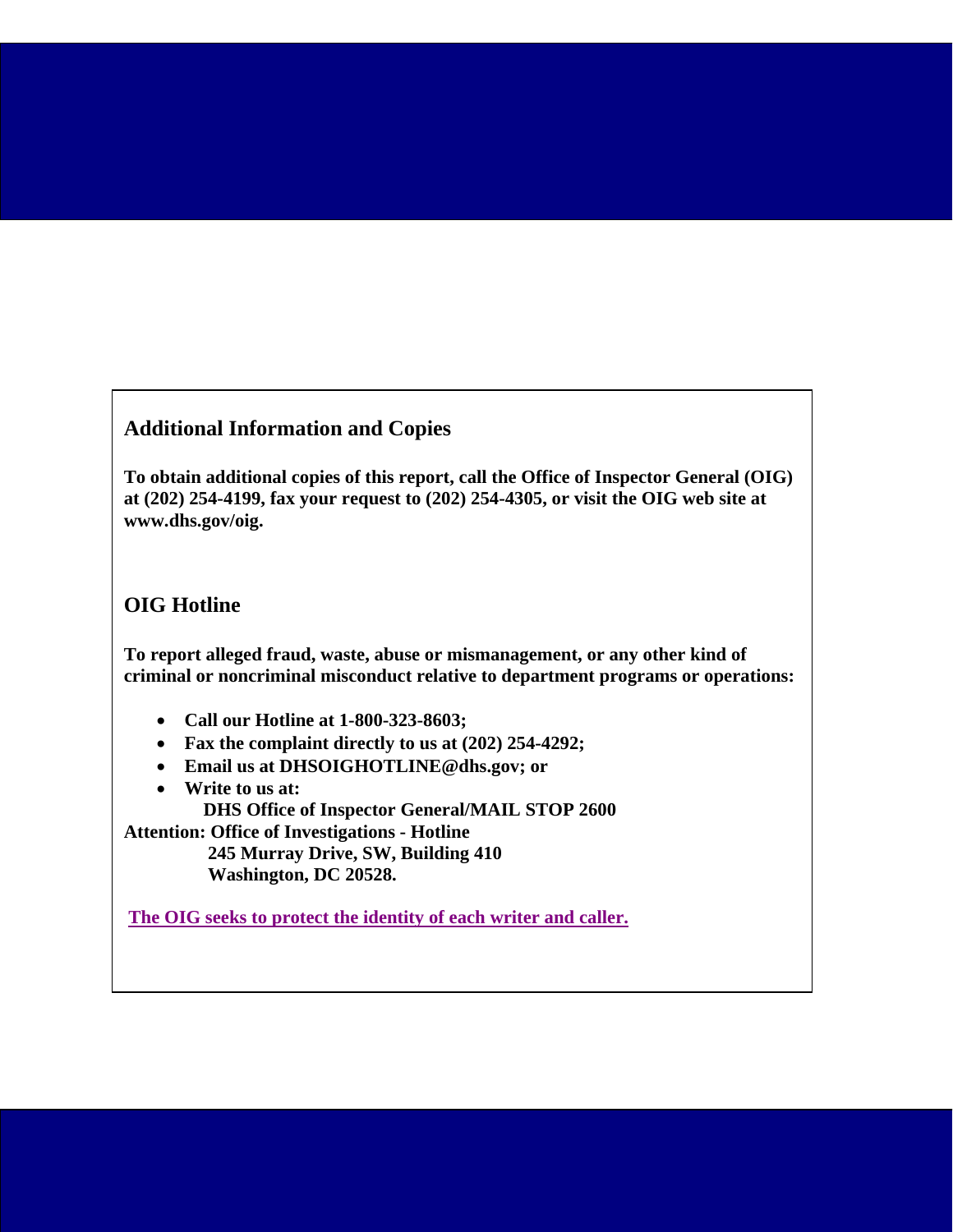## Additional Information and Copies

**To obtain additional copies of this report, call the Office of Inspector General (OIG) at (202) 254-4199, fax your request to (202) 254-4305, or visit the OIG web site at www.dhs.gov/oig.**

## OIG Hotline

**To report alleged fraud, waste, abuse or mismanagement, or any other kind of criminal or noncriminal misconduct relative to department programs or operations:**

- **Call our Hotline at 1-800-323-8603;**
- **Fax the complaint directly to us at (202) 254-4292;**
- **Email us at DHSOIGHOTLINE@dhs.gov; or**
- **Write to us at:**

**DHS Office of Inspector General/MAIL STOP 2600**
**Attention: Office of Investigations - Hotline**
**245 Murray Drive, SW, Building 410**
**Washington, DC 20528.**

**The OIG seeks to protect the identity of each writer and caller.**